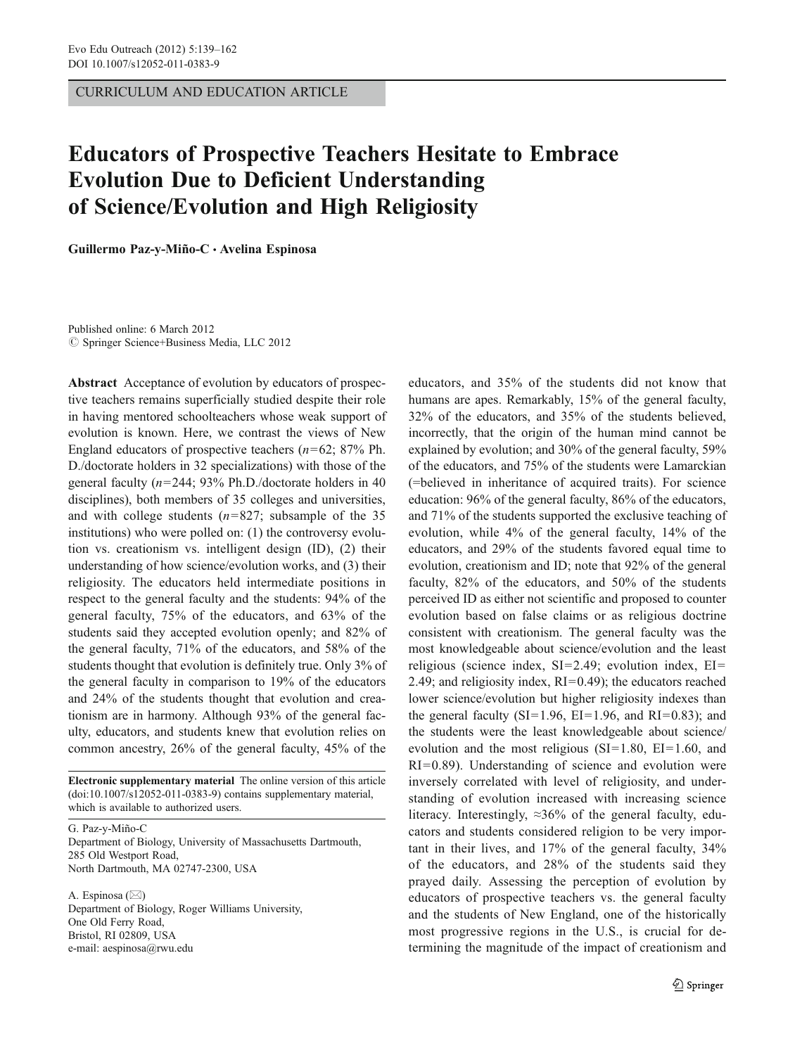CURRICULUM AND EDUCATION ARTICLE

# Educators of Prospective Teachers Hesitate to Embrace Evolution Due to Deficient Understanding of Science/Evolution and High Religiosity

**Guillermo Paz-y-Miño-C · Avelina Espinosa**

Published online: 6 March 2012
© Springer Science+Business Media, LLC 2012

**Abstract** Acceptance of evolution by educators of prospective teachers remains superficially studied despite their role in having mentored schoolteachers whose weak support of evolution is known. Here, we contrast the views of New England educators of prospective teachers ($n=62$; 87% Ph.D./doctorate holders in 32 specializations) with those of the general faculty ($n=244$; 93% Ph.D./doctorate holders in 40 disciplines), both members of 35 colleges and universities, and with college students ($n=827$; subsample of the 35 institutions) who were polled on: (1) the controversy evolution vs. creationism vs. intelligent design (ID), (2) their understanding of how science/evolution works, and (3) their religiosity. The educators held intermediate positions in respect to the general faculty and the students: 94% of the general faculty, 75% of the educators, and 63% of the students said they accepted evolution openly; and 82% of the general faculty, 71% of the educators, and 58% of the students thought that evolution is definitely true. Only 3% of the general faculty in comparison to 19% of the educators and 24% of the students thought that evolution and creationism are in harmony. Although 93% of the general faculty, educators, and students knew that evolution relies on common ancestry, 26% of the general faculty, 45% of the educators, and 35% of the students did not know that humans are apes. Remarkably, 15% of the general faculty, 32% of the educators, and 35% of the students believed, incorrectly, that the origin of the human mind cannot be explained by evolution; and 30% of the general faculty, 59% of the educators, and 75% of the students were Lamarckian (=believed in inheritance of acquired traits). For science education: 96% of the general faculty, 86% of the educators, and 71% of the students supported the exclusive teaching of evolution, while 4% of the general faculty, 14% of the educators, and 29% of the students favored equal time to evolution, creationism and ID; note that 92% of the general faculty, 82% of the educators, and 50% of the students perceived ID as either not scientific and proposed to counter evolution based on false claims or as religious doctrine consistent with creationism. The general faculty was the most knowledgeable about science/evolution and the least religious (science index, SI=2.49; evolution index, EI=2.49; and religiosity index, RI=0.49); the educators reached lower science/evolution but higher religiosity indexes than the general faculty (SI=1.96, EI=1.96, and RI=0.83); and the students were the least knowledgeable about science/evolution and the most religious (SI=1.80, EI=1.60, and RI=0.89). Understanding of science and evolution were inversely correlated with level of religiosity, and understanding of evolution increased with increasing science literacy. Interestingly, ≈36% of the general faculty, educators and students considered religion to be very important in their lives, and 17% of the general faculty, 34% of the educators, and 28% of the students said they prayed daily. Assessing the perception of evolution by educators of prospective teachers vs. the general faculty and the students of New England, one of the historically most progressive regions in the U.S., is crucial for determining the magnitude of the impact of creationism and

---

**Electronic supplementary material** The online version of this article (doi:10.1007/s12052-011-0383-9) contains supplementary material, which is available to authorized users.

G. Paz-y-Miño-C
Department of Biology, University of Massachusetts Dartmouth,
285 Old Westport Road,
North Dartmouth, MA 02747-2300, USA

A. Espinosa (✉)
Department of Biology, Roger Williams University,
One Old Ferry Road,
Bristol, RI 02809, USA
e-mail: aespinosa@rwu.edu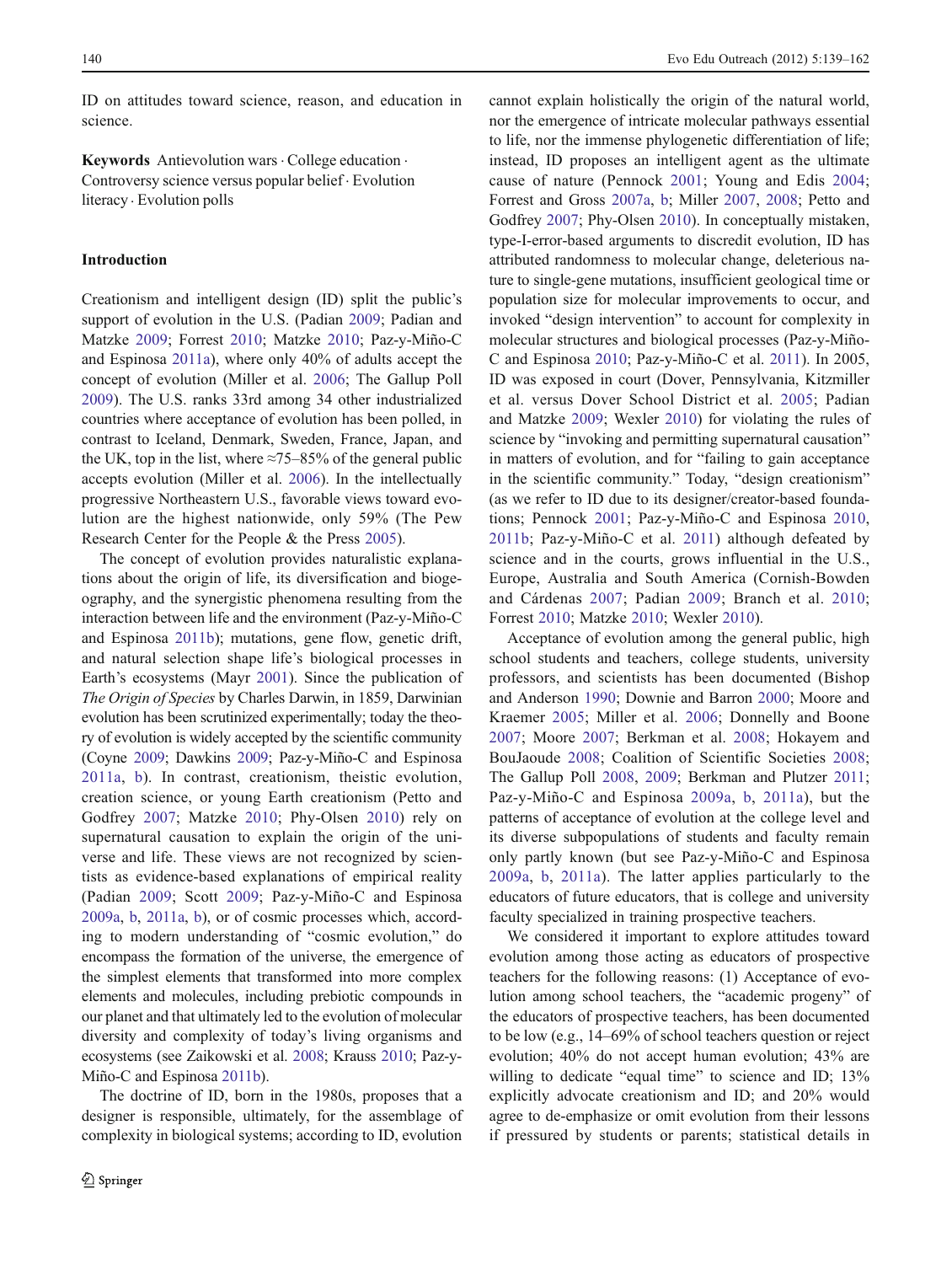ID on attitudes toward science, reason, and education in science.

**Keywords** Antievolution wars · College education · Controversy science versus popular belief · Evolution literacy · Evolution polls

## Introduction

Creationism and intelligent design (ID) split the public's support of evolution in the U.S. (Padian 2009; Padian and Matzke 2009; Forrest 2010; Matzke 2010; Paz-y-Miño-C and Espinosa 2011a), where only 40% of adults accept the concept of evolution (Miller et al. 2006; The Gallup Poll 2009). The U.S. ranks 33rd among 34 other industrialized countries where acceptance of evolution has been polled, in contrast to Iceland, Denmark, Sweden, France, Japan, and the UK, top in the list, where ≈75–85% of the general public accepts evolution (Miller et al. 2006). In the intellectually progressive Northeastern U.S., favorable views toward evolution are the highest nationwide, only 59% (The Pew Research Center for the People & the Press 2005).

The concept of evolution provides naturalistic explanations about the origin of life, its diversification and biogeography, and the synergistic phenomena resulting from the interaction between life and the environment (Paz-y-Miño-C and Espinosa 2011b); mutations, gene flow, genetic drift, and natural selection shape life's biological processes in Earth's ecosystems (Mayr 2001). Since the publication of *The Origin of Species* by Charles Darwin, in 1859, Darwinian evolution has been scrutinized experimentally; today the theory of evolution is widely accepted by the scientific community (Coyne 2009; Dawkins 2009; Paz-y-Miño-C and Espinosa 2011a, b). In contrast, creationism, theistic evolution, creation science, or young Earth creationism (Petto and Godfrey 2007; Matzke 2010; Phy-Olsen 2010) rely on supernatural causation to explain the origin of the universe and life. These views are not recognized by scientists as evidence-based explanations of empirical reality (Padian 2009; Scott 2009; Paz-y-Miño-C and Espinosa 2009a, b, 2011a, b), or of cosmic processes which, according to modern understanding of "cosmic evolution," do encompass the formation of the universe, the emergence of the simplest elements that transformed into more complex elements and molecules, including prebiotic compounds in our planet and that ultimately led to the evolution of molecular diversity and complexity of today's living organisms and ecosystems (see Zaikowski et al. 2008; Krauss 2010; Paz-y-Miño-C and Espinosa 2011b).

The doctrine of ID, born in the 1980s, proposes that a designer is responsible, ultimately, for the assemblage of complexity in biological systems; according to ID, evolution cannot explain holistically the origin of the natural world, nor the emergence of intricate molecular pathways essential to life, nor the immense phylogenetic differentiation of life; instead, ID proposes an intelligent agent as the ultimate cause of nature (Pennock 2001; Young and Edis 2004; Forrest and Gross 2007a, b; Miller 2007, 2008; Petto and Godfrey 2007; Phy-Olsen 2010). In conceptually mistaken, type-I-error-based arguments to discredit evolution, ID has attributed randomness to molecular change, deleterious nature to single-gene mutations, insufficient geological time or population size for molecular improvements to occur, and invoked "design intervention" to account for complexity in molecular structures and biological processes (Paz-y-Miño-C and Espinosa 2010; Paz-y-Miño-C et al. 2011). In 2005, ID was exposed in court (Dover, Pennsylvania, Kitzmiller et al. versus Dover School District et al. 2005; Padian and Matzke 2009; Wexler 2010) for violating the rules of science by "invoking and permitting supernatural causation" in matters of evolution, and for "failing to gain acceptance in the scientific community." Today, "design creationism" (as we refer to ID due to its designer/creator-based foundations; Pennock 2001; Paz-y-Miño-C and Espinosa 2010, 2011b; Paz-y-Miño-C et al. 2011) although defeated by science and in the courts, grows influential in the U.S., Europe, Australia and South America (Cornish-Bowden and Cárdenas 2007; Padian 2009; Branch et al. 2010; Forrest 2010; Matzke 2010; Wexler 2010).

Acceptance of evolution among the general public, high school students and teachers, college students, university professors, and scientists has been documented (Bishop and Anderson 1990; Downie and Barron 2000; Moore and Kraemer 2005; Miller et al. 2006; Donnelly and Boone 2007; Moore 2007; Berkman et al. 2008; Hokayem and BouJaoude 2008; Coalition of Scientific Societies 2008; The Gallup Poll 2008, 2009; Berkman and Plutzer 2011; Paz-y-Miño-C and Espinosa 2009a, b, 2011a), but the patterns of acceptance of evolution at the college level and its diverse subpopulations of students and faculty remain only partly known (but see Paz-y-Miño-C and Espinosa 2009a, b, 2011a). The latter applies particularly to the educators of future educators, that is college and university faculty specialized in training prospective teachers.

We considered it important to explore attitudes toward evolution among those acting as educators of prospective teachers for the following reasons: (1) Acceptance of evolution among school teachers, the "academic progeny" of the educators of prospective teachers, has been documented to be low (e.g., 14–69% of school teachers question or reject evolution; 40% do not accept human evolution; 43% are willing to dedicate "equal time" to science and ID; 13% explicitly advocate creationism and ID; and 20% would agree to de-emphasize or omit evolution from their lessons if pressured by students or parents; statistical details in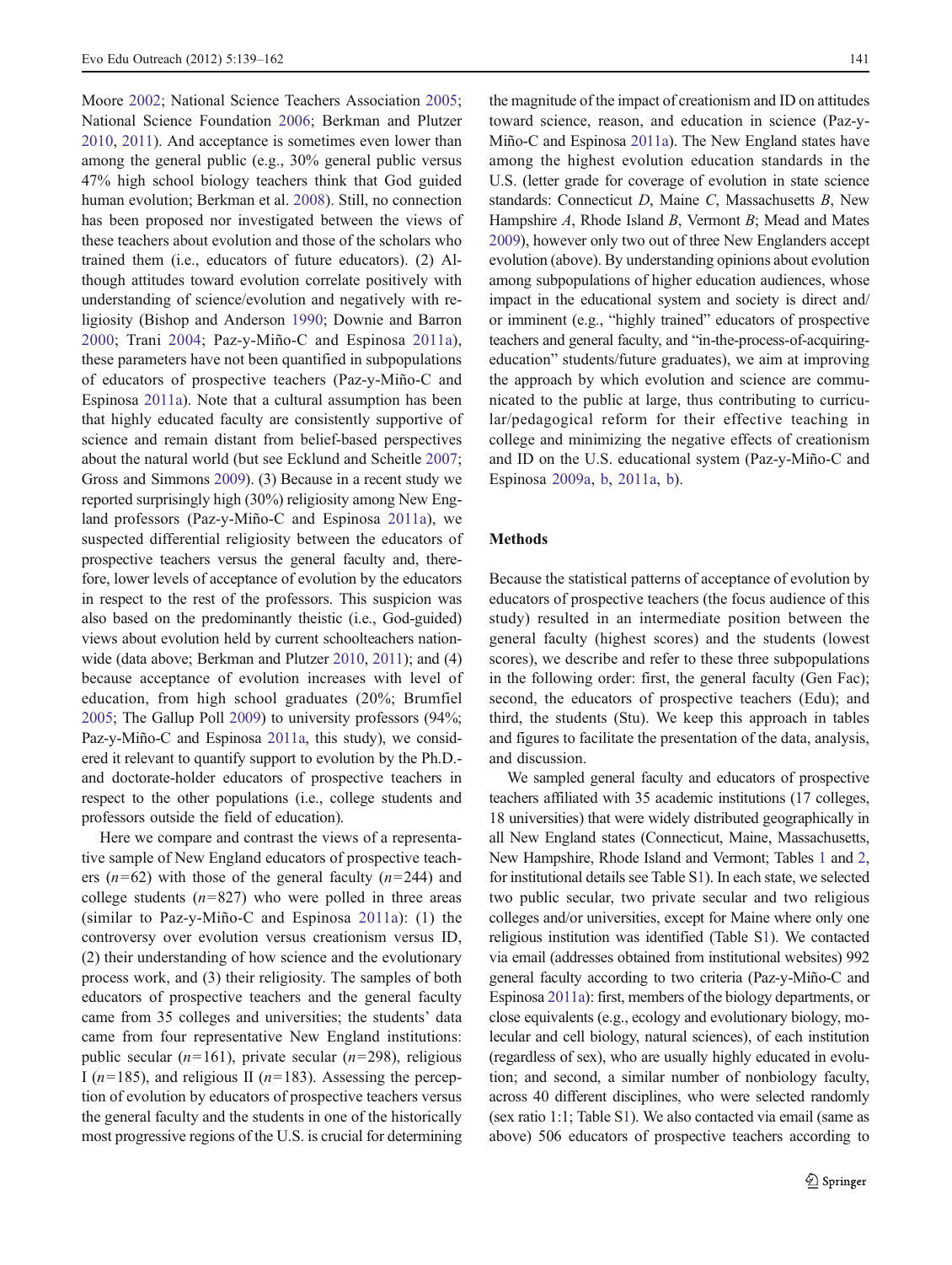Moore 2002; National Science Teachers Association 2005; National Science Foundation 2006; Berkman and Plutzer 2010, 2011). And acceptance is sometimes even lower than among the general public (e.g., 30% general public versus 47% high school biology teachers think that God guided human evolution; Berkman et al. 2008). Still, no connection has been proposed nor investigated between the views of these teachers about evolution and those of the scholars who trained them (i.e., educators of future educators). (2) Although attitudes toward evolution correlate positively with understanding of science/evolution and negatively with religiosity (Bishop and Anderson 1990; Downie and Barron 2000; Trani 2004; Paz-y-Miño-C and Espinosa 2011a), these parameters have not been quantified in subpopulations of educators of prospective teachers (Paz-y-Miño-C and Espinosa 2011a). Note that a cultural assumption has been that highly educated faculty are consistently supportive of science and remain distant from belief-based perspectives about the natural world (but see Ecklund and Scheitle 2007; Gross and Simmons 2009). (3) Because in a recent study we reported surprisingly high (30%) religiosity among New England professors (Paz-y-Miño-C and Espinosa 2011a), we suspected differential religiosity between the educators of prospective teachers versus the general faculty and, therefore, lower levels of acceptance of evolution by the educators in respect to the rest of the professors. This suspicion was also based on the predominantly theistic (i.e., God-guided) views about evolution held by current schoolteachers nationwide (data above; Berkman and Plutzer 2010, 2011); and (4) because acceptance of evolution increases with level of education, from high school graduates (20%; Brumfiel 2005; The Gallup Poll 2009) to university professors (94%; Paz-y-Miño-C and Espinosa 2011a, this study), we considered it relevant to quantify support to evolution by the Ph.D.- and doctorate-holder educators of prospective teachers in respect to the other populations (i.e., college students and professors outside the field of education).

Here we compare and contrast the views of a representative sample of New England educators of prospective teachers ($n$=62) with those of the general faculty ($n$=244) and college students ($n$=827) who were polled in three areas (similar to Paz-y-Miño-C and Espinosa 2011a): (1) the controversy over evolution versus creationism versus ID, (2) their understanding of how science and the evolutionary process work, and (3) their religiosity. The samples of both educators of prospective teachers and the general faculty came from 35 colleges and universities; the students' data came from four representative New England institutions: public secular ($n$=161), private secular ($n$=298), religious I ($n$=185), and religious II ($n$=183). Assessing the perception of evolution by educators of prospective teachers versus the general faculty and the students in one of the historically most progressive regions of the U.S. is crucial for determining the magnitude of the impact of creationism and ID on attitudes toward science, reason, and education in science (Paz-y-Miño-C and Espinosa 2011a). The New England states have among the highest evolution education standards in the U.S. (letter grade for coverage of evolution in state science standards: Connecticut *D*, Maine *C*, Massachusetts *B*, New Hampshire *A*, Rhode Island *B*, Vermont *B*; Mead and Mates 2009), however only two out of three New Englanders accept evolution (above). By understanding opinions about evolution among subpopulations of higher education audiences, whose impact in the educational system and society is direct and/or imminent (e.g., "highly trained" educators of prospective teachers and general faculty, and "in-the-process-of-acquiring-education" students/future graduates), we aim at improving the approach by which evolution and science are communicated to the public at large, thus contributing to curricular/pedagogical reform for their effective teaching in college and minimizing the negative effects of creationism and ID on the U.S. educational system (Paz-y-Miño-C and Espinosa 2009a, b, 2011a, b).

## Methods

Because the statistical patterns of acceptance of evolution by educators of prospective teachers (the focus audience of this study) resulted in an intermediate position between the general faculty (highest scores) and the students (lowest scores), we describe and refer to these three subpopulations in the following order: first, the general faculty (Gen Fac); second, the educators of prospective teachers (Edu); and third, the students (Stu). We keep this approach in tables and figures to facilitate the presentation of the data, analysis, and discussion.

We sampled general faculty and educators of prospective teachers affiliated with 35 academic institutions (17 colleges, 18 universities) that were widely distributed geographically in all New England states (Connecticut, Maine, Massachusetts, New Hampshire, Rhode Island and Vermont; Tables 1 and 2, for institutional details see Table S1). In each state, we selected two public secular, two private secular and two religious colleges and/or universities, except for Maine where only one religious institution was identified (Table S1). We contacted via email (addresses obtained from institutional websites) 992 general faculty according to two criteria (Paz-y-Miño-C and Espinosa 2011a): first, members of the biology departments, or close equivalents (e.g., ecology and evolutionary biology, molecular and cell biology, natural sciences), of each institution (regardless of sex), who are usually highly educated in evolution; and second, a similar number of nonbiology faculty, across 40 different disciplines, who were selected randomly (sex ratio 1:1; Table S1). We also contacted via email (same as above) 506 educators of prospective teachers according to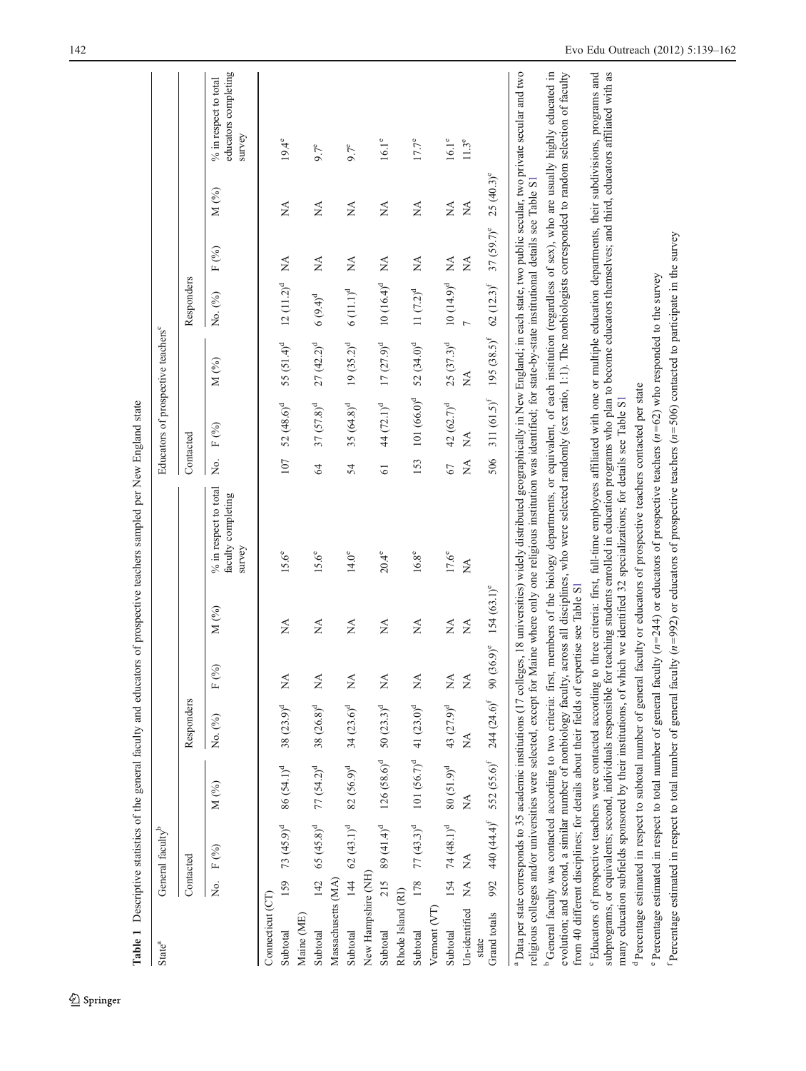**Table 1** Descriptive statistics of the general faculty and educators of prospective teachers sampled per New England state

| State[a] | General faculty[b] | | | | | | | Educators of prospective teachers[c] | | | | | | |
|---|---|---|---|---|---|---|---|---|---|---|---|---|---|---|
| | Contacted | | | Responders | | | | Contacted | | | Responders | | | |
| | No. | F (%) | M (%) | No. (%) | F (%) | M (%) | % in respect to total faculty completing survey | No. | F (%) | M (%) | No. (%) | F (%) | M (%) | % in respect to total educators completing survey |
| Connecticut (CT) | | | | | | | | | | | | | | |
| Subtotal | 159 | 73 (45.9)[d] | 86 (54.1)[d] | 38 (23.9)[d] | NA | NA | 15.6[e] | 107 | 52 (48.6)[d] | 55 (51.4)[d] | 12 (11.2)[d] | NA | NA | 19.4[e] |
| Maine (ME) | | | | | | | | | | | | | | |
| Subtotal | 142 | 65 (45.8)[d] | 77 (54.2)[d] | 38 (26.8)[d] | NA | NA | 15.6[e] | 64 | 37 (57.8)[d] | 27 (42.2)[d] | 6 (9.4)[d] | NA | NA | 9.7[e] |
| Massachusetts (MA) | | | | | | | | | | | | | | |
| Subtotal | 144 | 62 (43.1)[d] | 82 (56.9)[d] | 34 (23.6)[d] | NA | NA | 14.0[e] | 54 | 35 (64.8)[d] | 19 (35.2)[d] | 6 (11.1)[d] | NA | NA | 9.7[e] |
| New Hampshire (NH) | | | | | | | | | | | | | | |
| Subtotal | 215 | 89 (41.4)[d] | 126 (58.6)[d] | 50 (23.3)[d] | NA | NA | 20.4[e] | 61 | 44 (72.1)[d] | 17 (27.9)[d] | 10 (16.4)[d] | NA | NA | 16.1[e] |
| Rhode Island (RI) | | | | | | | | | | | | | | |
| Subtotal | 178 | 77 (43.3)[d] | 101 (56.7)[d] | 41 (23.0)[d] | NA | NA | 16.8[e] | 153 | 101 (66.0)[d] | 52 (34.0)[d] | 11 (7.2)[d] | NA | NA | 17.7[e] |
| Vermont (VT) | | | | | | | | | | | | | | |
| Subtotal | 154 | 74 (48.1)[d] | 80 (51.9)[d] | 43 (27.9)[d] | NA | NA | 17.6[e] | 67 | 42 (62.7)[d] | 25 (37.3)[d] | 10 (14.9)[d] | NA | NA | 16.1[e] |
| Un-identified state | NA | NA | NA | NA | NA | NA | NA | NA | NA | NA | 7 | NA | NA | 11.3[e] |
| Grand totals | 992 | 440 (44.4)[f] | 552 (55.6)[f] | 244 (24.6)[f] | 90 (36.9)[e] | 154 (63.1)[e] | | 506 | 311 (61.5)[f] | 195 (38.5)[f] | 62 (12.3)[f] | 37 (59.7)[e] | 25 (40.3)[e] | |

[a] Data per state corresponds to 35 academic institutions (17 colleges, 18 universities) widely distributed geographically in New England; in each state, two public secular, two private secular and two religious colleges and/or universities were selected, except for Maine where only one religious institution was identified; for state-by-state institutional details see Table S1

[b] General faculty was contacted according to two criteria: first, members of the biology departments, or equivalent, of each institution (regardless of sex), who are usually highly educated in evolution; and second, a similar number of nonbiology faculty, across all disciplines, who were selected randomly (sex ratio, 1:1). The nonbiologists corresponded to random selection of faculty from 40 different disciplines; for details about their fields of expertise see Table S1

[c] Educators of prospective teachers were contacted according to three criteria: first, full-time employees affiliated with one or multiple education departments, their subdivisions, programs and subprograms, or equivalents; second, individuals responsible for teaching students enrolled in education programs who plan to become educators themselves; and third, educators affiliated with as many education subfields sponsored by their institutions, of which we identified 32 specializations; for details see Table S1

[d] Percentage estimated in respect to subtotal number of general faculty or educators of prospective teachers contacted per state

[e] Percentage estimated in respect to total number of general faculty ($n$=244) or educators of prospective teachers ($n$=62) who responded to the survey

[f] Percentage estimated in respect to total number of general faculty ($n$=992) or educators of prospective teachers ($n$=506) contacted to participate in the survey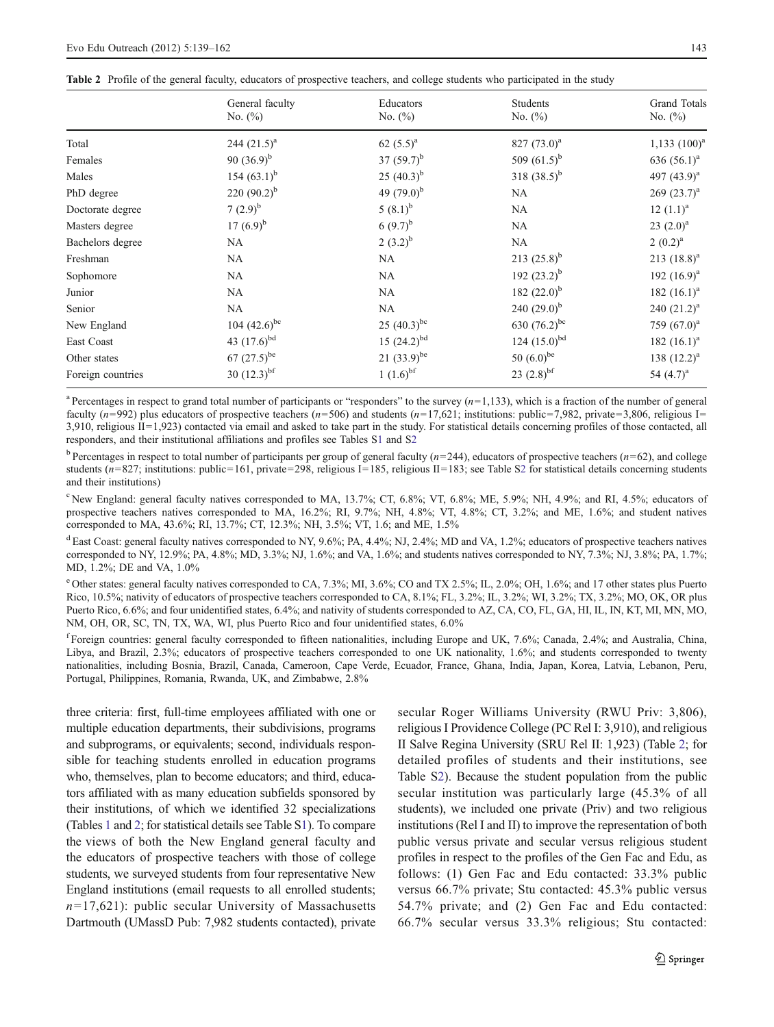**Table 2** Profile of the general faculty, educators of prospective teachers, and college students who participated in the study

| | General faculty No. (%) | Educators No. (%) | Students No. (%) | Grand Totals No. (%) |
|---|---|---|---|---|
| Total | 244 (21.5)[a] | 62 (5.5)[a] | 827 (73.0)[a] | 1,133 (100)[a] |
| Females | 90 (36.9)[b] | 37 (59.7)[b] | 509 (61.5)[b] | 636 (56.1)[a] |
| Males | 154 (63.1)[b] | 25 (40.3)[b] | 318 (38.5)[b] | 497 (43.9)[a] |
| PhD degree | 220 (90.2)[b] | 49 (79.0)[b] | NA | 269 (23.7)[a] |
| Doctorate degree | 7 (2.9)[b] | 5 (8.1)[b] | NA | 12 (1.1)[a] |
| Masters degree | 17 (6.9)[b] | 6 (9.7)[b] | NA | 23 (2.0)[a] |
| Bachelors degree | NA | 2 (3.2)[b] | NA | 2 (0.2)[a] |
| Freshman | NA | NA | 213 (25.8)[b] | 213 (18.8)[a] |
| Sophomore | NA | NA | 192 (23.2)[b] | 192 (16.9)[a] |
| Junior | NA | NA | 182 (22.0)[b] | 182 (16.1)[a] |
| Senior | NA | NA | 240 (29.0)[b] | 240 (21.2)[a] |
| New England | 104 (42.6)[bc] | 25 (40.3)[bc] | 630 (76.2)[bc] | 759 (67.0)[a] |
| East Coast | 43 (17.6)[bd] | 15 (24.2)[bd] | 124 (15.0)[bd] | 182 (16.1)[a] |
| Other states | 67 (27.5)[be] | 21 (33.9)[be] | 50 (6.0)[be] | 138 (12.2)[a] |
| Foreign countries | 30 (12.3)[bf] | 1 (1.6)[bf] | 23 (2.8)[bf] | 54 (4.7)[a] |

[a] Percentages in respect to grand total number of participants or "responders" to the survey ($n$=1,133), which is a fraction of the number of general faculty ($n$=992) plus educators of prospective teachers ($n$=506) and students ($n$=17,621; institutions: public=7,982, private=3,806, religious I= 3,910, religious II=1,923) contacted via email and asked to take part in the study. For statistical details concerning profiles of those contacted, all responders, and their institutional affiliations and profiles see Tables S1 and S2

[b] Percentages in respect to total number of participants per group of general faculty ($n$=244), educators of prospective teachers ($n$=62), and college students ($n$=827; institutions: public=161, private=298, religious I=185, religious II=183; see Table S2 for statistical details concerning students and their institutions)

[c] New England: general faculty natives corresponded to MA, 13.7%; CT, 6.8%; VT, 6.8%; ME, 5.9%; NH, 4.9%; and RI, 4.5%; educators of prospective teachers natives corresponded to MA, 16.2%; RI, 9.7%; NH, 4.8%; VT, 4.8%; CT, 3.2%; and ME, 1.6%; and student natives corresponded to MA, 43.6%; RI, 13.7%; CT, 12.3%; NH, 3.5%; VT, 1.6; and ME, 1.5%

[d] East Coast: general faculty natives corresponded to NY, 9.6%; PA, 4.4%; NJ, 2.4%; MD and VA, 1.2%; educators of prospective teachers natives corresponded to NY, 12.9%; PA, 4.8%; MD, 3.3%; NJ, 1.6%; and VA, 1.6%; and students natives corresponded to NY, 7.3%; NJ, 3.8%; PA, 1.7%; MD, 1.2%; DE and VA, 1.0%

[e] Other states: general faculty natives corresponded to CA, 7.3%; MI, 3.6%; CO and TX 2.5%; IL, 2.0%; OH, 1.6%; and 17 other states plus Puerto Rico, 10.5%; nativity of educators of prospective teachers corresponded to CA, 8.1%; FL, 3.2%; IL, 3.2%; WI, 3.2%; TX, 3.2%; MO, OK, OR plus Puerto Rico, 6.6%; and four unidentified states, 6.4%; and nativity of students corresponded to AZ, CA, CO, FL, GA, HI, IL, IN, KT, MI, MN, MO, NM, OH, OR, SC, TN, TX, WA, WI, plus Puerto Rico and four unidentified states, 6.0%

[f] Foreign countries: general faculty corresponded to fifteen nationalities, including Europe and UK, 7.6%; Canada, 2.4%; and Australia, China, Libya, and Brazil, 2.3%; educators of prospective teachers corresponded to one UK nationality, 1.6%; and students corresponded to twenty nationalities, including Bosnia, Brazil, Canada, Cameroon, Cape Verde, Ecuador, France, Ghana, India, Japan, Korea, Latvia, Lebanon, Peru, Portugal, Philippines, Romania, Rwanda, UK, and Zimbabwe, 2.8%

three criteria: first, full-time employees affiliated with one or multiple education departments, their subdivisions, programs and subprograms, or equivalents; second, individuals responsible for teaching students enrolled in education programs who, themselves, plan to become educators; and third, educators affiliated with as many education subfields sponsored by their institutions, of which we identified 32 specializations (Tables 1 and 2; for statistical details see Table S1). To compare the views of both the New England general faculty and the educators of prospective teachers with those of college students, we surveyed students from four representative New England institutions (email requests to all enrolled students; $n$=17,621): public secular University of Massachusetts Dartmouth (UMassD Pub: 7,982 students contacted), private secular Roger Williams University (RWU Priv: 3,806), religious I Providence College (PC Rel I: 3,910), and religious II Salve Regina University (SRU Rel II: 1,923) (Table 2; for detailed profiles of students and their institutions, see Table S2). Because the student population from the public secular institution was particularly large (45.3% of all students), we included one private (Priv) and two religious institutions (Rel I and II) to improve the representation of both public versus private and secular versus religious student profiles in respect to the profiles of the Gen Fac and Edu, as follows: (1) Gen Fac and Edu contacted: 33.3% public versus 66.7% private; Stu contacted: 45.3% public versus 54.7% private; and (2) Gen Fac and Edu contacted: 66.7% secular versus 33.3% religious; Stu contacted: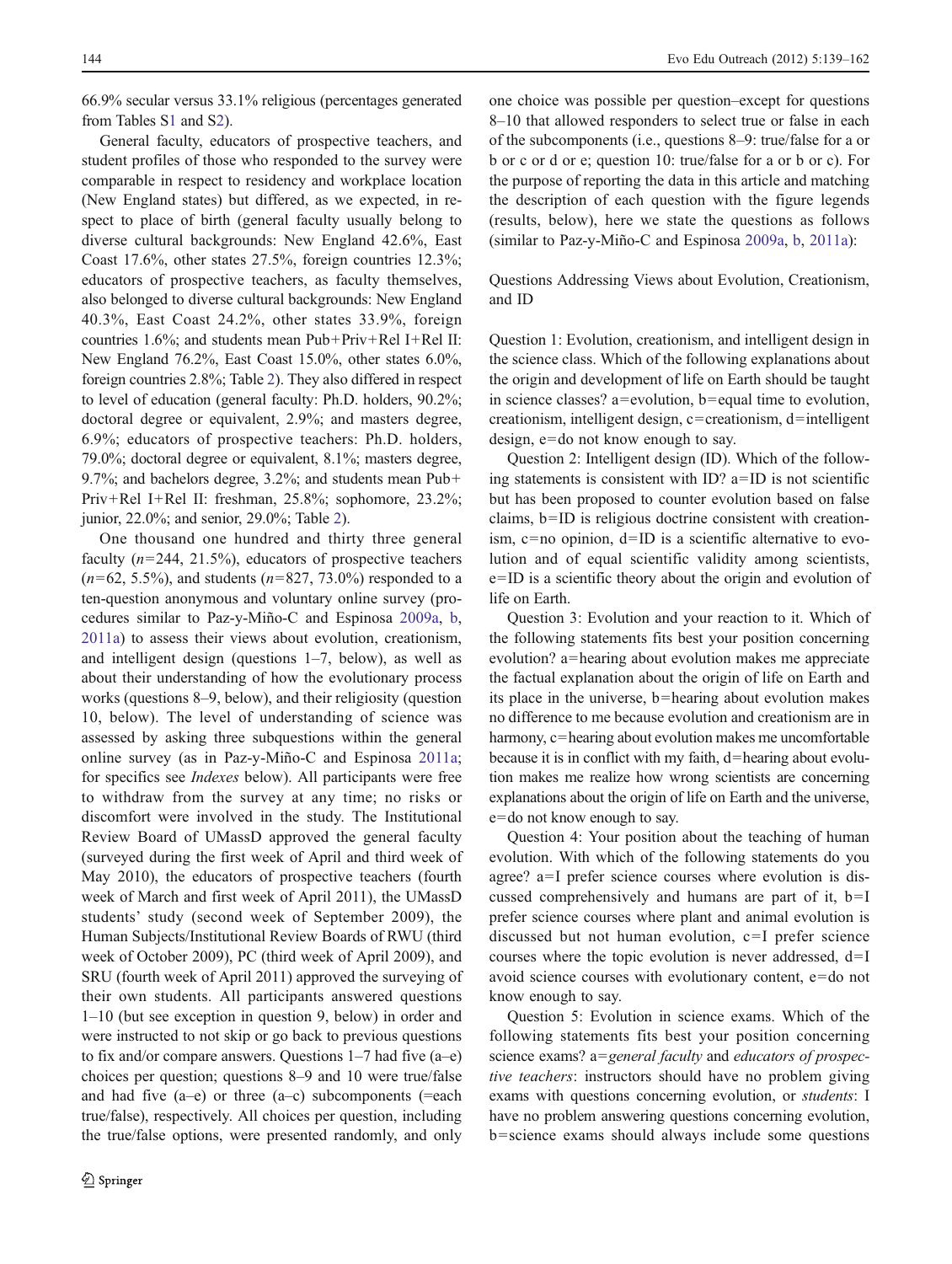66.9% secular versus 33.1% religious (percentages generated from Tables S1 and S2).

General faculty, educators of prospective teachers, and student profiles of those who responded to the survey were comparable in respect to residency and workplace location (New England states) but differed, as we expected, in respect to place of birth (general faculty usually belong to diverse cultural backgrounds: New England 42.6%, East Coast 17.6%, other states 27.5%, foreign countries 12.3%; educators of prospective teachers, as faculty themselves, also belonged to diverse cultural backgrounds: New England 40.3%, East Coast 24.2%, other states 33.9%, foreign countries 1.6%; and students mean Pub+Priv+Rel I+Rel II: New England 76.2%, East Coast 15.0%, other states 6.0%, foreign countries 2.8%; Table 2). They also differed in respect to level of education (general faculty: Ph.D. holders, 90.2%; doctoral degree or equivalent, 2.9%; and masters degree, 6.9%; educators of prospective teachers: Ph.D. holders, 79.0%; doctoral degree or equivalent, 8.1%; masters degree, 9.7%; and bachelors degree, 3.2%; and students mean Pub+Priv+Rel I+Rel II: freshman, 25.8%; sophomore, 23.2%; junior, 22.0%; and senior, 29.0%; Table 2).

One thousand one hundred and thirty three general faculty ($n=244$, 21.5%), educators of prospective teachers ($n=62$, 5.5%), and students ($n=827$, 73.0%) responded to a ten-question anonymous and voluntary online survey (procedures similar to Paz-y-Miño-C and Espinosa 2009a, b, 2011a) to assess their views about evolution, creationism, and intelligent design (questions 1–7, below), as well as about their understanding of how the evolutionary process works (questions 8–9, below), and their religiosity (question 10, below). The level of understanding of science was assessed by asking three subquestions within the general online survey (as in Paz-y-Miño-C and Espinosa 2011a; for specifics see *Indexes* below). All participants were free to withdraw from the survey at any time; no risks or discomfort were involved in the study. The Institutional Review Board of UMassD approved the general faculty (surveyed during the first week of April and third week of May 2010), the educators of prospective teachers (fourth week of March and first week of April 2011), the UMassD students' study (second week of September 2009), the Human Subjects/Institutional Review Boards of RWU (third week of October 2009), PC (third week of April 2009), and SRU (fourth week of April 2011) approved the surveying of their own students. All participants answered questions 1–10 (but see exception in question 9, below) in order and were instructed to not skip or go back to previous questions to fix and/or compare answers. Questions 1–7 had five (a–e) choices per question; questions 8–9 and 10 were true/false and had five (a–e) or three (a–c) subcomponents (=each true/false), respectively. All choices per question, including the true/false options, were presented randomly, and only one choice was possible per question–except for questions 8–10 that allowed responders to select true or false in each of the subcomponents (i.e., questions 8–9: true/false for a or b or c or d or e; question 10: true/false for a or b or c). For the purpose of reporting the data in this article and matching the description of each question with the figure legends (results, below), here we state the questions as follows (similar to Paz-y-Miño-C and Espinosa 2009a, b, 2011a):

Questions Addressing Views about Evolution, Creationism, and ID

Question 1: Evolution, creationism, and intelligent design in the science class. Which of the following explanations about the origin and development of life on Earth should be taught in science classes? a=evolution, b=equal time to evolution, creationism, intelligent design, c=creationism, d=intelligent design, e=do not know enough to say.

Question 2: Intelligent design (ID). Which of the following statements is consistent with ID? a=ID is not scientific but has been proposed to counter evolution based on false claims, b=ID is religious doctrine consistent with creationism, c=no opinion, d=ID is a scientific alternative to evolution and of equal scientific validity among scientists, e=ID is a scientific theory about the origin and evolution of life on Earth.

Question 3: Evolution and your reaction to it. Which of the following statements fits best your position concerning evolution? a=hearing about evolution makes me appreciate the factual explanation about the origin of life on Earth and its place in the universe, b=hearing about evolution makes no difference to me because evolution and creationism are in harmony, c=hearing about evolution makes me uncomfortable because it is in conflict with my faith, d=hearing about evolution makes me realize how wrong scientists are concerning explanations about the origin of life on Earth and the universe, e=do not know enough to say.

Question 4: Your position about the teaching of human evolution. With which of the following statements do you agree? a=I prefer science courses where evolution is discussed comprehensively and humans are part of it, b=I prefer science courses where plant and animal evolution is discussed but not human evolution, c=I prefer science courses where the topic evolution is never addressed, d=I avoid science courses with evolutionary content, e=do not know enough to say.

Question 5: Evolution in science exams. Which of the following statements fits best your position concerning science exams? a=*general faculty* and *educators of prospective teachers*: instructors should have no problem giving exams with questions concerning evolution, or *students*: I have no problem answering questions concerning evolution, b=science exams should always include some questions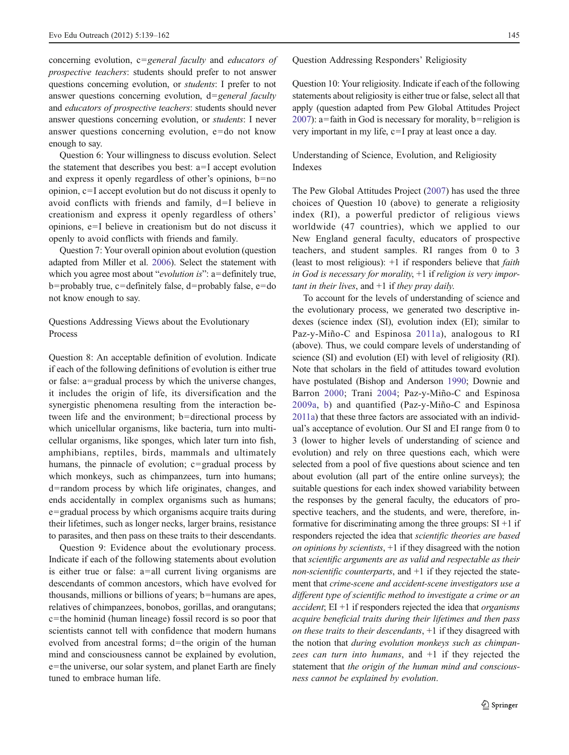concerning evolution, c=*general faculty* and *educators of prospective teachers*: students should prefer to not answer questions concerning evolution, or *students*: I prefer to not answer questions concerning evolution, d=*general faculty* and *educators of prospective teachers*: students should never answer questions concerning evolution, or *students*: I never answer questions concerning evolution, e=do not know enough to say.

Question 6: Your willingness to discuss evolution. Select the statement that describes you best: a=I accept evolution and express it openly regardless of other's opinions, b=no opinion, c=I accept evolution but do not discuss it openly to avoid conflicts with friends and family, d=I believe in creationism and express it openly regardless of others' opinions, e=I believe in creationism but do not discuss it openly to avoid conflicts with friends and family.

Question 7: Your overall opinion about evolution (question adapted from Miller et al. 2006). Select the statement with which you agree most about "*evolution is*": a=definitely true, b=probably true, c=definitely false, d=probably false, e=do not know enough to say.

### Questions Addressing Views about the Evolutionary Process

Question 8: An acceptable definition of evolution. Indicate if each of the following definitions of evolution is either true or false: a=gradual process by which the universe changes, it includes the origin of life, its diversification and the synergistic phenomena resulting from the interaction between life and the environment; b=directional process by which unicellular organisms, like bacteria, turn into multicellular organisms, like sponges, which later turn into fish, amphibians, reptiles, birds, mammals and ultimately humans, the pinnacle of evolution; c=gradual process by which monkeys, such as chimpanzees, turn into humans; d=random process by which life originates, changes, and ends accidentally in complex organisms such as humans; e=gradual process by which organisms acquire traits during their lifetimes, such as longer necks, larger brains, resistance to parasites, and then pass on these traits to their descendants.

Question 9: Evidence about the evolutionary process. Indicate if each of the following statements about evolution is either true or false: a=all current living organisms are descendants of common ancestors, which have evolved for thousands, millions or billions of years; b=humans are apes, relatives of chimpanzees, bonobos, gorillas, and orangutans; c=the hominid (human lineage) fossil record is so poor that scientists cannot tell with confidence that modern humans evolved from ancestral forms; d=the origin of the human mind and consciousness cannot be explained by evolution, e=the universe, our solar system, and planet Earth are finely tuned to embrace human life.

### Question Addressing Responders' Religiosity

Question 10: Your religiosity. Indicate if each of the following statements about religiosity is either true or false, select all that apply (question adapted from Pew Global Attitudes Project 2007): a=faith in God is necessary for morality, b=religion is very important in my life, c=I pray at least once a day.

### Understanding of Science, Evolution, and Religiosity Indexes

The Pew Global Attitudes Project (2007) has used the three choices of Question 10 (above) to generate a religiosity index (RI), a powerful predictor of religious views worldwide (47 countries), which we applied to our New England general faculty, educators of prospective teachers, and student samples. RI ranges from 0 to 3 (least to most religious): +1 if responders believe that *faith in God is necessary for morality*, +1 if *religion is very important in their lives*, and +1 if *they pray daily*.

To account for the levels of understanding of science and the evolutionary process, we generated two descriptive indexes (science index (SI), evolution index (EI); similar to Paz-y-Miño-C and Espinosa 2011a), analogous to RI (above). Thus, we could compare levels of understanding of science (SI) and evolution (EI) with level of religiosity (RI). Note that scholars in the field of attitudes toward evolution have postulated (Bishop and Anderson 1990; Downie and Barron 2000; Trani 2004; Paz-y-Miño-C and Espinosa 2009a, b) and quantified (Paz-y-Miño-C and Espinosa 2011a) that these three factors are associated with an individual's acceptance of evolution. Our SI and EI range from 0 to 3 (lower to higher levels of understanding of science and evolution) and rely on three questions each, which were selected from a pool of five questions about science and ten about evolution (all part of the entire online surveys); the suitable questions for each index showed variability between the responses by the general faculty, the educators of prospective teachers, and the students, and were, therefore, informative for discriminating among the three groups: SI +1 if responders rejected the idea that *scientific theories are based on opinions by scientists*, +1 if they disagreed with the notion that *scientific arguments are as valid and respectable as their non-scientific counterparts*, and +1 if they rejected the statement that *crime-scene and accident-scene investigators use a different type of scientific method to investigate a crime or an accident*; EI +1 if responders rejected the idea that *organisms acquire beneficial traits during their lifetimes and then pass on these traits to their descendants*, +1 if they disagreed with the notion that *during evolution monkeys such as chimpanzees can turn into humans*, and +1 if they rejected the statement that *the origin of the human mind and consciousness cannot be explained by evolution*.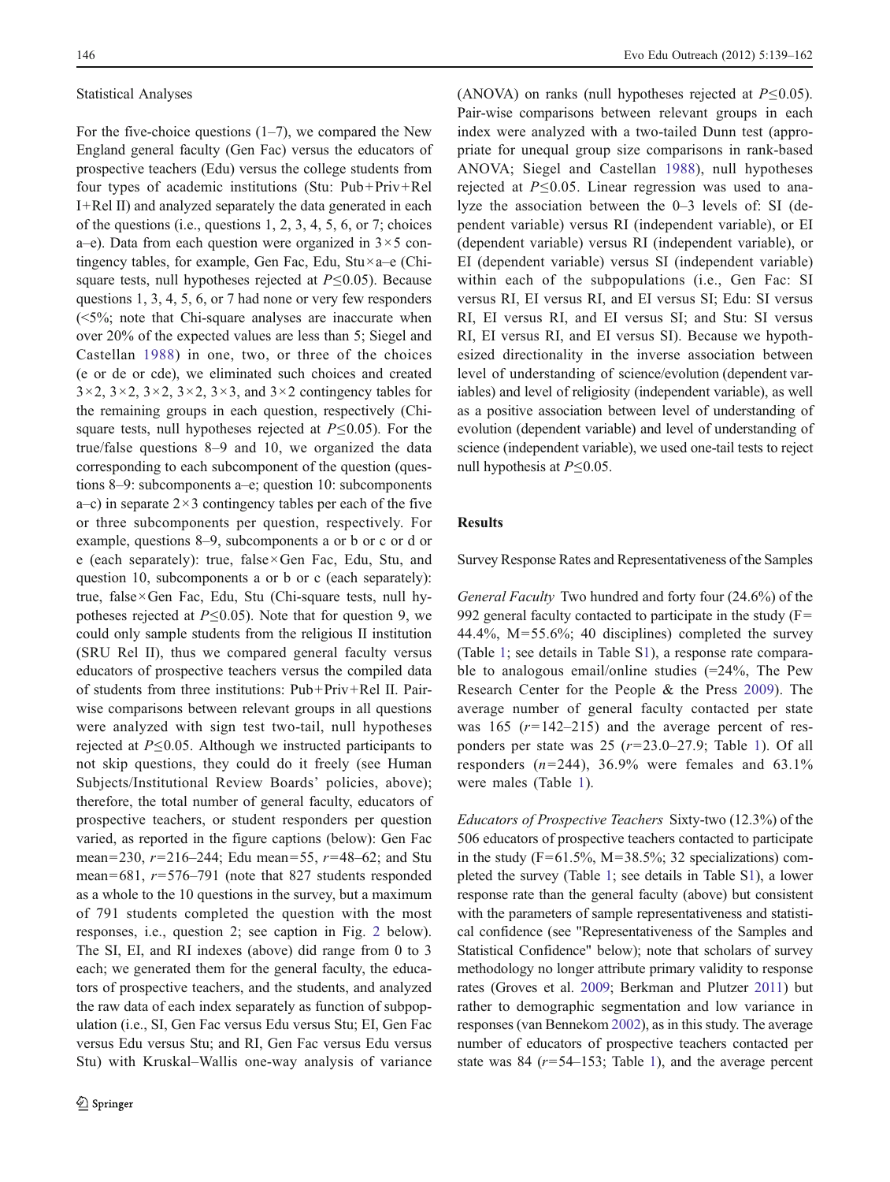### Statistical Analyses

For the five-choice questions (1–7), we compared the New England general faculty (Gen Fac) versus the educators of prospective teachers (Edu) versus the college students from four types of academic institutions (Stu: Pub+Priv+Rel I+Rel II) and analyzed separately the data generated in each of the questions (i.e., questions 1, 2, 3, 4, 5, 6, or 7; choices a–e). Data from each question were organized in $3\times5$ contingency tables, for example, Gen Fac, Edu, Stu × a–e (Chi-square tests, null hypotheses rejected at $P\leq0.05$). Because questions 1, 3, 4, 5, 6, or 7 had none or very few responders (<5%; note that Chi-square analyses are inaccurate when over 20% of the expected values are less than 5; Siegel and Castellan 1988) in one, two, or three of the choices (e or de or cde), we eliminated such choices and created $3\times2$, $3\times2$, $3\times2$, $3\times2$, $3\times3$, and $3\times2$ contingency tables for the remaining groups in each question, respectively (Chi-square tests, null hypotheses rejected at $P\leq0.05$). For the true/false questions 8–9 and 10, we organized the data corresponding to each subcomponent of the question (questions 8–9: subcomponents a–e; question 10: subcomponents a–c) in separate $2\times3$ contingency tables per each of the five or three subcomponents per question, respectively. For example, questions 8–9, subcomponents a or b or c or d or e (each separately): true, false × Gen Fac, Edu, Stu, and question 10, subcomponents a or b or c (each separately): true, false × Gen Fac, Edu, Stu (Chi-square tests, null hypotheses rejected at $P\leq0.05$). Note that for question 9, we could only sample students from the religious II institution (SRU Rel II), thus we compared general faculty versus educators of prospective teachers versus the compiled data of students from three institutions: Pub+Priv+Rel II. Pair-wise comparisons between relevant groups in all questions were analyzed with sign test two-tail, null hypotheses rejected at $P\leq0.05$. Although we instructed participants to not skip questions, they could do it freely (see Human Subjects/Institutional Review Boards' policies, above); therefore, the total number of general faculty, educators of prospective teachers, or student responders per question varied, as reported in the figure captions (below): Gen Fac mean=230, *r*=216–244; Edu mean=55, *r*=48–62; and Stu mean=681, *r*=576–791 (note that 827 students responded as a whole to the 10 questions in the survey, but a maximum of 791 students completed the question with the most responses, i.e., question 2; see caption in Fig. 2 below). The SI, EI, and RI indexes (above) did range from 0 to 3 each; we generated them for the general faculty, the educators of prospective teachers, and the students, and analyzed the raw data of each index separately as function of subpopulation (i.e., SI, Gen Fac versus Edu versus Stu; EI, Gen Fac versus Edu versus Stu; and RI, Gen Fac versus Edu versus Stu) with Kruskal–Wallis one-way analysis of variance (ANOVA) on ranks (null hypotheses rejected at $P\leq0.05$). Pair-wise comparisons between relevant groups in each index were analyzed with a two-tailed Dunn test (appropriate for unequal group size comparisons in rank-based ANOVA; Siegel and Castellan 1988), null hypotheses rejected at $P\leq0.05$. Linear regression was used to analyze the association between the 0–3 levels of: SI (dependent variable) versus RI (independent variable), or EI (dependent variable) versus RI (independent variable), or EI (dependent variable) versus SI (independent variable) within each of the subpopulations (i.e., Gen Fac: SI versus RI, EI versus RI, and EI versus SI; Edu: SI versus RI, EI versus RI, and EI versus SI; and Stu: SI versus RI, EI versus RI, and EI versus SI). Because we hypothesized directionality in the inverse association between level of understanding of science/evolution (dependent variables) and level of religiosity (independent variable), as well as a positive association between level of understanding of evolution (dependent variable) and level of understanding of science (independent variable), we used one-tail tests to reject null hypothesis at $P\leq0.05$.

## Results

### Survey Response Rates and Representativeness of the Samples

*General Faculty* Two hundred and forty four (24.6%) of the 992 general faculty contacted to participate in the study (F=44.4%, M=55.6%; 40 disciplines) completed the survey (Table 1; see details in Table S1), a response rate comparable to analogous email/online studies (=24%, The Pew Research Center for the People & the Press 2009). The average number of general faculty contacted per state was 165 (*r*=142–215) and the average percent of responders per state was 25 (*r*=23.0–27.9; Table 1). Of all responders (*n*=244), 36.9% were females and 63.1% were males (Table 1).

*Educators of Prospective Teachers* Sixty-two (12.3%) of the 506 educators of prospective teachers contacted to participate in the study (F=61.5%, M=38.5%; 32 specializations) completed the survey (Table 1; see details in Table S1), a lower response rate than the general faculty (above) but consistent with the parameters of sample representativeness and statistical confidence (see "Representativeness of the Samples and Statistical Confidence" below); note that scholars of survey methodology no longer attribute primary validity to response rates (Groves et al. 2009; Berkman and Plutzer 2011) but rather to demographic segmentation and low variance in responses (van Bennekom 2002), as in this study. The average number of educators of prospective teachers contacted per state was 84 (*r*=54–153; Table 1), and the average percent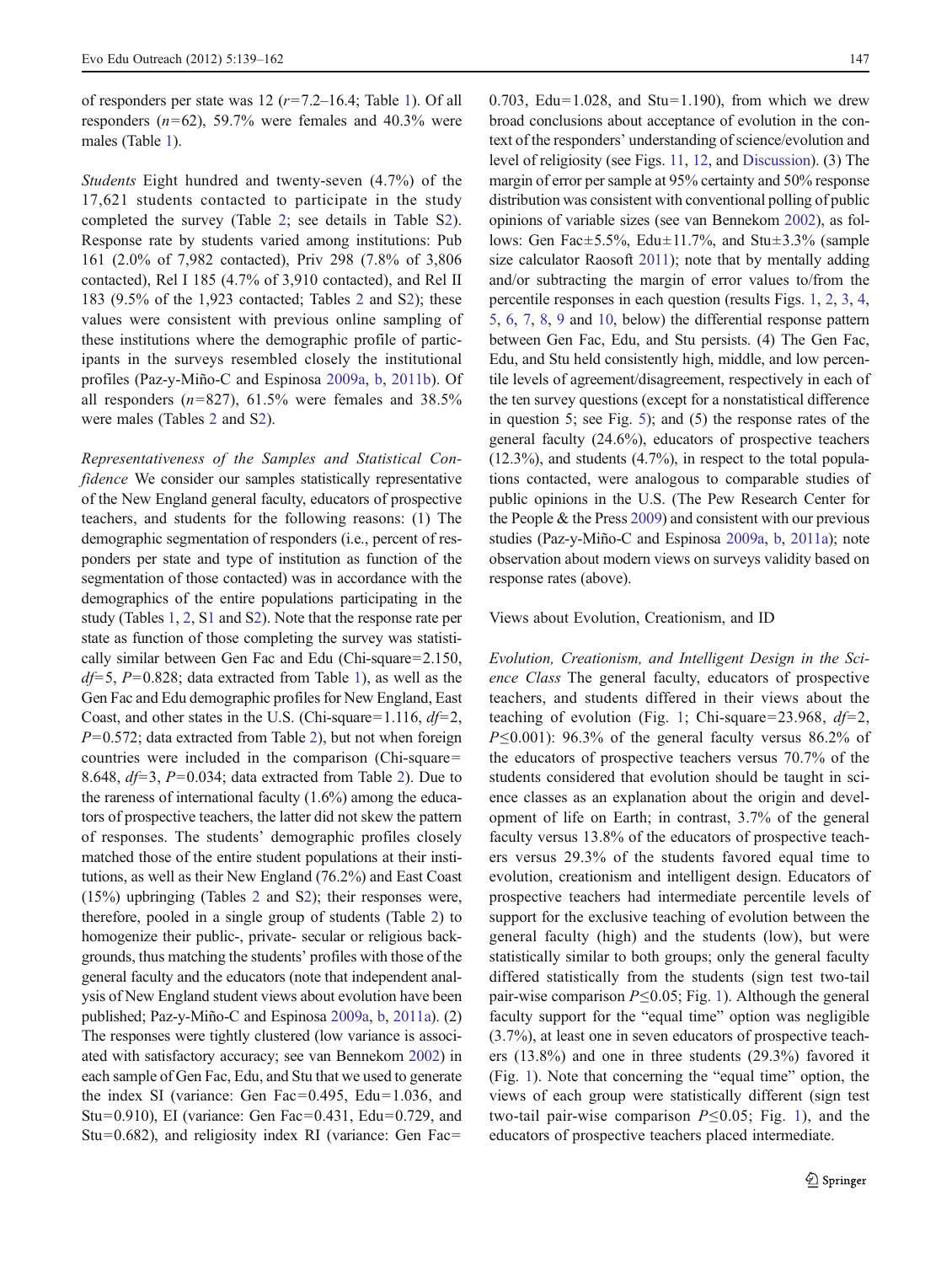of responders per state was 12 ($r$=7.2–16.4; Table 1). Of all responders ($n$=62), 59.7% were females and 40.3% were males (Table 1).

*Students* Eight hundred and twenty-seven (4.7%) of the 17,621 students contacted to participate in the study completed the survey (Table 2; see details in Table S2). Response rate by students varied among institutions: Pub 161 (2.0% of 7,982 contacted), Priv 298 (7.8% of 3,806 contacted), Rel I 185 (4.7% of 3,910 contacted), and Rel II 183 (9.5% of the 1,923 contacted; Tables 2 and S2); these values were consistent with previous online sampling of these institutions where the demographic profile of participants in the surveys resembled closely the institutional profiles (Paz-y-Miño-C and Espinosa 2009a, b, 2011b). Of all responders ($n$=827), 61.5% were females and 38.5% were males (Tables 2 and S2).

*Representativeness of the Samples and Statistical Confidence* We consider our samples statistically representative of the New England general faculty, educators of prospective teachers, and students for the following reasons: (1) The demographic segmentation of responders (i.e., percent of responders per state and type of institution as function of the segmentation of those contacted) was in accordance with the demographics of the entire populations participating in the study (Tables 1, 2, S1 and S2). Note that the response rate per state as function of those completing the survey was statistically similar between Gen Fac and Edu (Chi-square=2.150, $df$=5, $P$=0.828; data extracted from Table 1), as well as the Gen Fac and Edu demographic profiles for New England, East Coast, and other states in the U.S. (Chi-square=1.116, $df$=2, $P$=0.572; data extracted from Table 2), but not when foreign countries were included in the comparison (Chi-square= 8.648, $df$=3, $P$=0.034; data extracted from Table 2). Due to the rareness of international faculty (1.6%) among the educators of prospective teachers, the latter did not skew the pattern of responses. The students' demographic profiles closely matched those of the entire student populations at their institutions, as well as their New England (76.2%) and East Coast (15%) upbringing (Tables 2 and S2); their responses were, therefore, pooled in a single group of students (Table 2) to homogenize their public-, private- secular or religious backgrounds, thus matching the students' profiles with those of the general faculty and the educators (note that independent analysis of New England student views about evolution have been published; Paz-y-Miño-C and Espinosa 2009a, b, 2011a). (2) The responses were tightly clustered (low variance is associated with satisfactory accuracy; see van Bennekom 2002) in each sample of Gen Fac, Edu, and Stu that we used to generate the index SI (variance: Gen Fac=0.495, Edu=1.036, and Stu=0.910), EI (variance: Gen Fac=0.431, Edu=0.729, and Stu=0.682), and religiosity index RI (variance: Gen Fac= 0.703, Edu=1.028, and Stu=1.190), from which we drew broad conclusions about acceptance of evolution in the context of the responders' understanding of science/evolution and level of religiosity (see Figs. 11, 12, and Discussion). (3) The margin of error per sample at 95% certainty and 50% response distribution was consistent with conventional polling of public opinions of variable sizes (see van Bennekom 2002), as follows: Gen Fac±5.5%, Edu±11.7%, and Stu±3.3% (sample size calculator Raosoft 2011); note that by mentally adding and/or subtracting the margin of error values to/from the percentile responses in each question (results Figs. 1, 2, 3, 4, 5, 6, 7, 8, 9 and 10, below) the differential response pattern between Gen Fac, Edu, and Stu persists. (4) The Gen Fac, Edu, and Stu held consistently high, middle, and low percentile levels of agreement/disagreement, respectively in each of the ten survey questions (except for a nonstatistical difference in question 5; see Fig. 5); and (5) the response rates of the general faculty (24.6%), educators of prospective teachers (12.3%), and students (4.7%), in respect to the total populations contacted, were analogous to comparable studies of public opinions in the U.S. (The Pew Research Center for the People & the Press 2009) and consistent with our previous studies (Paz-y-Miño-C and Espinosa 2009a, b, 2011a); note observation about modern views on surveys validity based on response rates (above).

## Views about Evolution, Creationism, and ID

*Evolution, Creationism, and Intelligent Design in the Science Class* The general faculty, educators of prospective teachers, and students differed in their views about the teaching of evolution (Fig. 1; Chi-square=23.968, $df$=2, $P\leq 0.001$): 96.3% of the general faculty versus 86.2% of the educators of prospective teachers versus 70.7% of the students considered that evolution should be taught in science classes as an explanation about the origin and development of life on Earth; in contrast, 3.7% of the general faculty versus 13.8% of the educators of prospective teachers versus 29.3% of the students favored equal time to evolution, creationism and intelligent design. Educators of prospective teachers had intermediate percentile levels of support for the exclusive teaching of evolution between the general faculty (high) and the students (low), but were statistically similar to both groups; only the general faculty differed statistically from the students (sign test two-tail pair-wise comparison $P\leq 0.05$; Fig. 1). Although the general faculty support for the "equal time" option was negligible (3.7%), at least one in seven educators of prospective teachers (13.8%) and one in three students (29.3%) favored it (Fig. 1). Note that concerning the "equal time" option, the views of each group were statistically different (sign test two-tail pair-wise comparison $P\leq 0.05$; Fig. 1), and the educators of prospective teachers placed intermediate.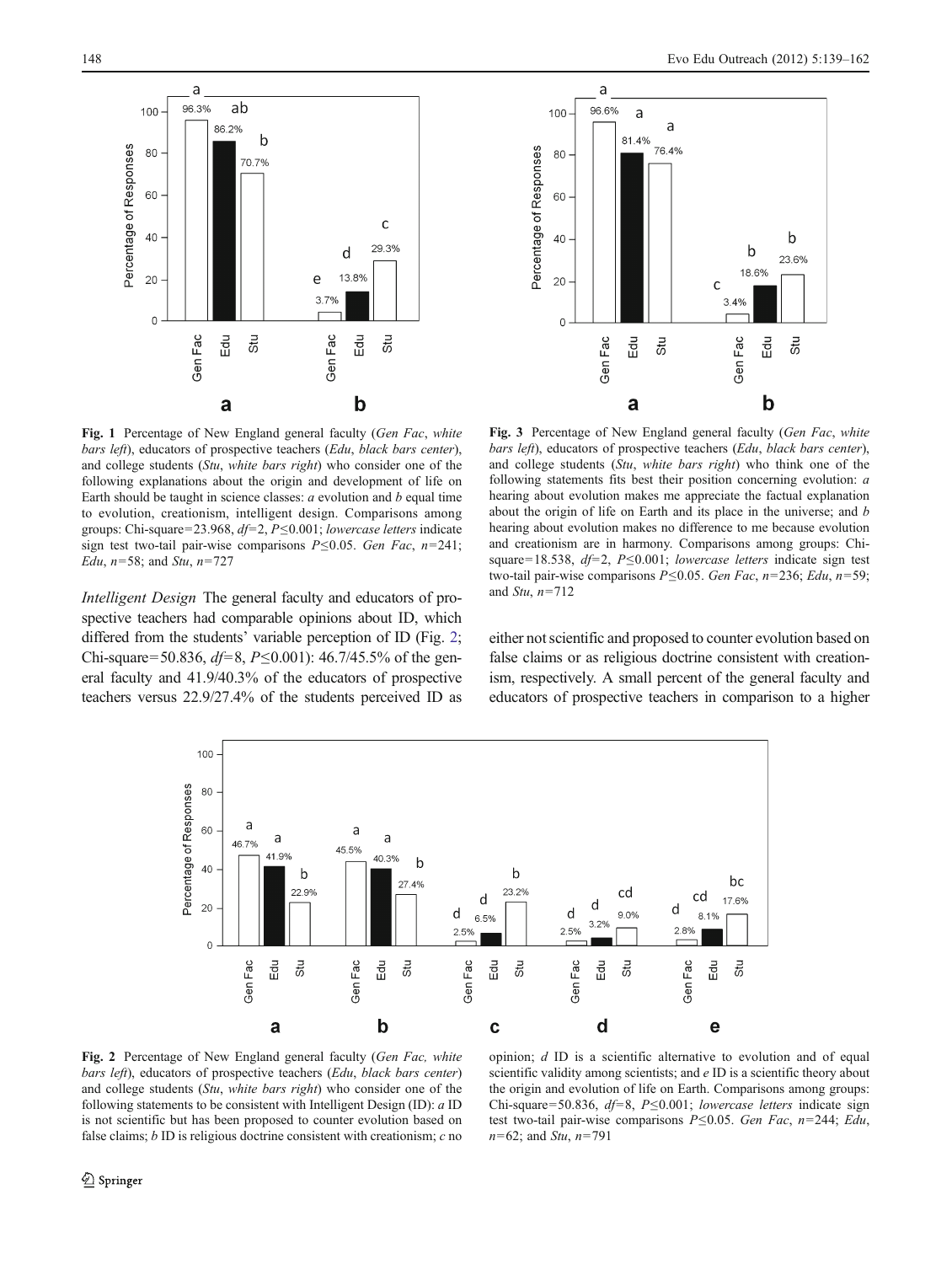**Fig. 1** Percentage of New England general faculty (*Gen Fac*, *white bars left*), educators of prospective teachers (*Edu*, *black bars center*), and college students (*Stu*, *white bars right*) who consider one of the following explanations about the origin and development of life on Earth should be taught in science classes: *a* evolution and *b* equal time to evolution, creationism, intelligent design. Comparisons among groups: Chi-square=23.968, $df=2$, $P\leq0.001$; *lowercase letters* indicate sign test two-tail pair-wise comparisons $P\leq0.05$. *Gen Fac*, $n=241$; *Edu*, $n=58$; and *Stu*, $n=727$

**Fig. 3** Percentage of New England general faculty (*Gen Fac*, *white bars left*), educators of prospective teachers (*Edu*, *black bars center*), and college students (*Stu*, *white bars right*) who think one of the following statements fits best their position concerning evolution: *a* hearing about evolution makes me appreciate the factual explanation about the origin of life on Earth and its place in the universe; and *b* hearing about evolution makes no difference to me because evolution and creationism are in harmony. Comparisons among groups: Chi-square=18.538, $df=2$, $P\leq0.001$; *lowercase letters* indicate sign test two-tail pair-wise comparisons $P\leq0.05$. *Gen Fac*, $n=236$; *Edu*, $n=59$; and *Stu*, $n=712$

*Intelligent Design* The general faculty and educators of prospective teachers had comparable opinions about ID, which differed from the students' variable perception of ID (Fig. 2; Chi-square=50.836, $df=8$, $P\leq0.001$): 46.7/45.5% of the general faculty and 41.9/40.3% of the educators of prospective teachers versus 22.9/27.4% of the students perceived ID as either not scientific and proposed to counter evolution based on false claims or as religious doctrine consistent with creationism, respectively. A small percent of the general faculty and educators of prospective teachers in comparison to a higher

**Fig. 2** Percentage of New England general faculty (*Gen Fac, white bars left*), educators of prospective teachers (*Edu*, *black bars center*) and college students (*Stu*, *white bars right*) who consider one of the following statements to be consistent with Intelligent Design (ID): *a* ID is not scientific but has been proposed to counter evolution based on false claims; *b* ID is religious doctrine consistent with creationism; *c* no opinion; *d* ID is a scientific alternative to evolution and of equal scientific validity among scientists; and *e* ID is a scientific theory about the origin and evolution of life on Earth. Comparisons among groups: Chi-square=50.836, $df=8$, $P\leq0.001$; *lowercase letters* indicate sign test two-tail pair-wise comparisons $P\leq0.05$. *Gen Fac*, $n=244$; *Edu*, $n=62$; and *Stu*, $n=791$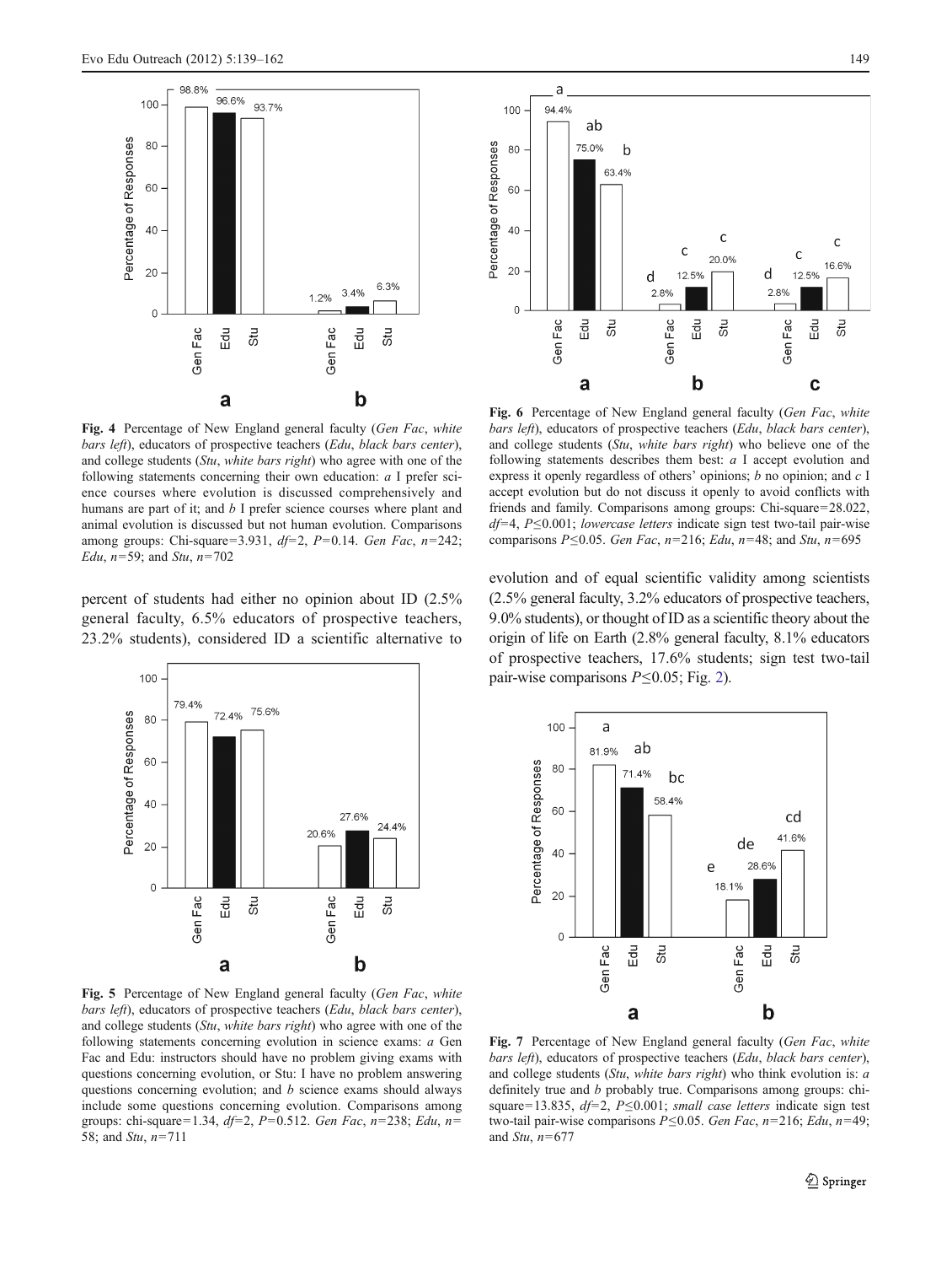**Fig. 4** Percentage of New England general faculty (*Gen Fac*, *white bars left*), educators of prospective teachers (*Edu*, *black bars center*), and college students (*Stu*, *white bars right*) who agree with one of the following statements concerning their own education: *a* I prefer science courses where evolution is discussed comprehensively and humans are part of it; and *b* I prefer science courses where plant and animal evolution is discussed but not human evolution. Comparisons among groups: Chi-square=3.931, *df*=2, *P*=0.14. *Gen Fac*, *n*=242; *Edu*, *n*=59; and *Stu*, *n*=702

percent of students had either no opinion about ID (2.5% general faculty, 6.5% educators of prospective teachers, 23.2% students), considered ID a scientific alternative to evolution and of equal scientific validity among scientists (2.5% general faculty, 3.2% educators of prospective teachers, 9.0% students), or thought of ID as a scientific theory about the origin of life on Earth (2.8% general faculty, 8.1% educators of prospective teachers, 17.6% students; sign test two-tail pair-wise comparisons $P \leq 0.05$; Fig. 2).

**Fig. 5** Percentage of New England general faculty (*Gen Fac*, *white bars left*), educators of prospective teachers (*Edu*, *black bars center*), and college students (*Stu*, *white bars right*) who agree with one of the following statements concerning evolution in science exams: *a* Gen Fac and Edu: instructors should have no problem giving exams with questions concerning evolution, or Stu: I have no problem answering questions concerning evolution; and *b* science exams should always include some questions concerning evolution. Comparisons among groups: chi-square=1.34, *df*=2, *P*=0.512. *Gen Fac*, *n*=238; *Edu*, *n*=58; and *Stu*, *n*=711

**Fig. 6** Percentage of New England general faculty (*Gen Fac*, *white bars left*), educators of prospective teachers (*Edu*, *black bars center*), and college students (*Stu*, *white bars right*) who believe one of the following statements describes them best: *a* I accept evolution and express it openly regardless of others' opinions; *b* no opinion; and *c* I accept evolution but do not discuss it openly to avoid conflicts with friends and family. Comparisons among groups: Chi-square=28.022, *df*=4, $P \leq 0.001$; *lowercase letters* indicate sign test two-tail pair-wise comparisons $P \leq 0.05$. *Gen Fac*, *n*=216; *Edu*, *n*=48; and *Stu*, *n*=695

**Fig. 7** Percentage of New England general faculty (*Gen Fac*, *white bars left*), educators of prospective teachers (*Edu*, *black bars center*), and college students (*Stu*, *white bars right*) who think evolution is: *a* definitely true and *b* probably true. Comparisons among groups: chi-square=13.835, *df*=2, $P \leq 0.001$; *small case letters* indicate sign test two-tail pair-wise comparisons $P \leq 0.05$. *Gen Fac*, *n*=216; *Edu*, *n*=49; and *Stu*, *n*=677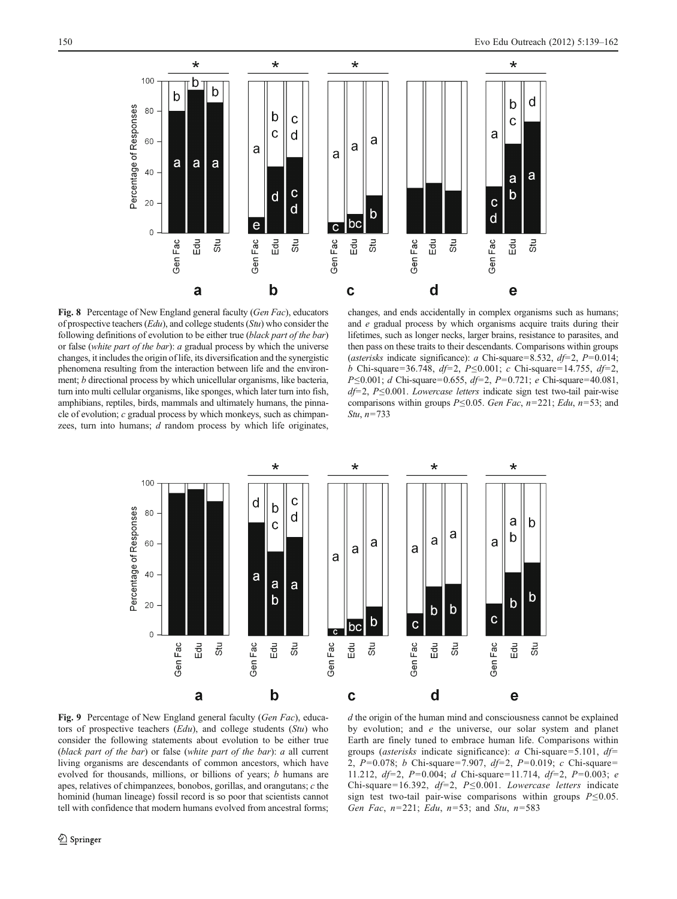**Fig. 8** Percentage of New England general faculty (*Gen Fac*), educators of prospective teachers (*Edu*), and college students (*Stu*) who consider the following definitions of evolution to be either true (*black part of the bar*) or false (*white part of the bar*): *a* gradual process by which the universe changes, it includes the origin of life, its diversification and the synergistic phenomena resulting from the interaction between life and the environment; *b* directional process by which unicellular organisms, like bacteria, turn into multi cellular organisms, like sponges, which later turn into fish, amphibians, reptiles, birds, mammals and ultimately humans, the pinnacle of evolution; *c* gradual process by which monkeys, such as chimpanzees, turn into humans; *d* random process by which life originates, changes, and ends accidentally in complex organisms such as humans; and *e* gradual process by which organisms acquire traits during their lifetimes, such as longer necks, larger brains, resistance to parasites, and then pass on these traits to their descendants. Comparisons within groups (*asterisks* indicate significance): *a* Chi-square=8.532, *df*=2, *P*=0.014; *b* Chi-square=36.748, *df*=2, *P*≤0.001; *c* Chi-square=14.755, *df*=2, *P*≤0.001; *d* Chi-square=0.655, *df*=2, *P*=0.721; *e* Chi-square=40.081, *df*=2, *P*≤0.001. *Lowercase letters* indicate sign test two-tail pair-wise comparisons within groups *P*≤0.05. *Gen Fac*, *n*=221; *Edu*, *n*=53; and *Stu*, *n*=733

**Fig. 9** Percentage of New England general faculty (*Gen Fac*), educators of prospective teachers (*Edu*), and college students (*Stu*) who consider the following statements about evolution to be either true (*black part of the bar*) or false (*white part of the bar*): *a* all current living organisms are descendants of common ancestors, which have evolved for thousands, millions, or billions of years; *b* humans are apes, relatives of chimpanzees, bonobos, gorillas, and orangutans; *c* the hominid (human lineage) fossil record is so poor that scientists cannot tell with confidence that modern humans evolved from ancestral forms; *d* the origin of the human mind and consciousness cannot be explained by evolution; and *e* the universe, our solar system and planet Earth are finely tuned to embrace human life. Comparisons within groups (*asterisks* indicate significance): *a* Chi-square=5.101, *df*=2, *P*=0.078; *b* Chi-square=7.907, *df*=2, *P*=0.019; *c* Chi-square=11.212, *df*=2, *P*=0.004; *d* Chi-square=11.714, *df*=2, *P*=0.003; *e* Chi-square=16.392, *df*=2, *P*≤0.001. *Lowercase letters* indicate sign test two-tail pair-wise comparisons within groups *P*≤0.05. *Gen Fac*, *n*=221; *Edu*, *n*=53; and *Stu*, *n*=583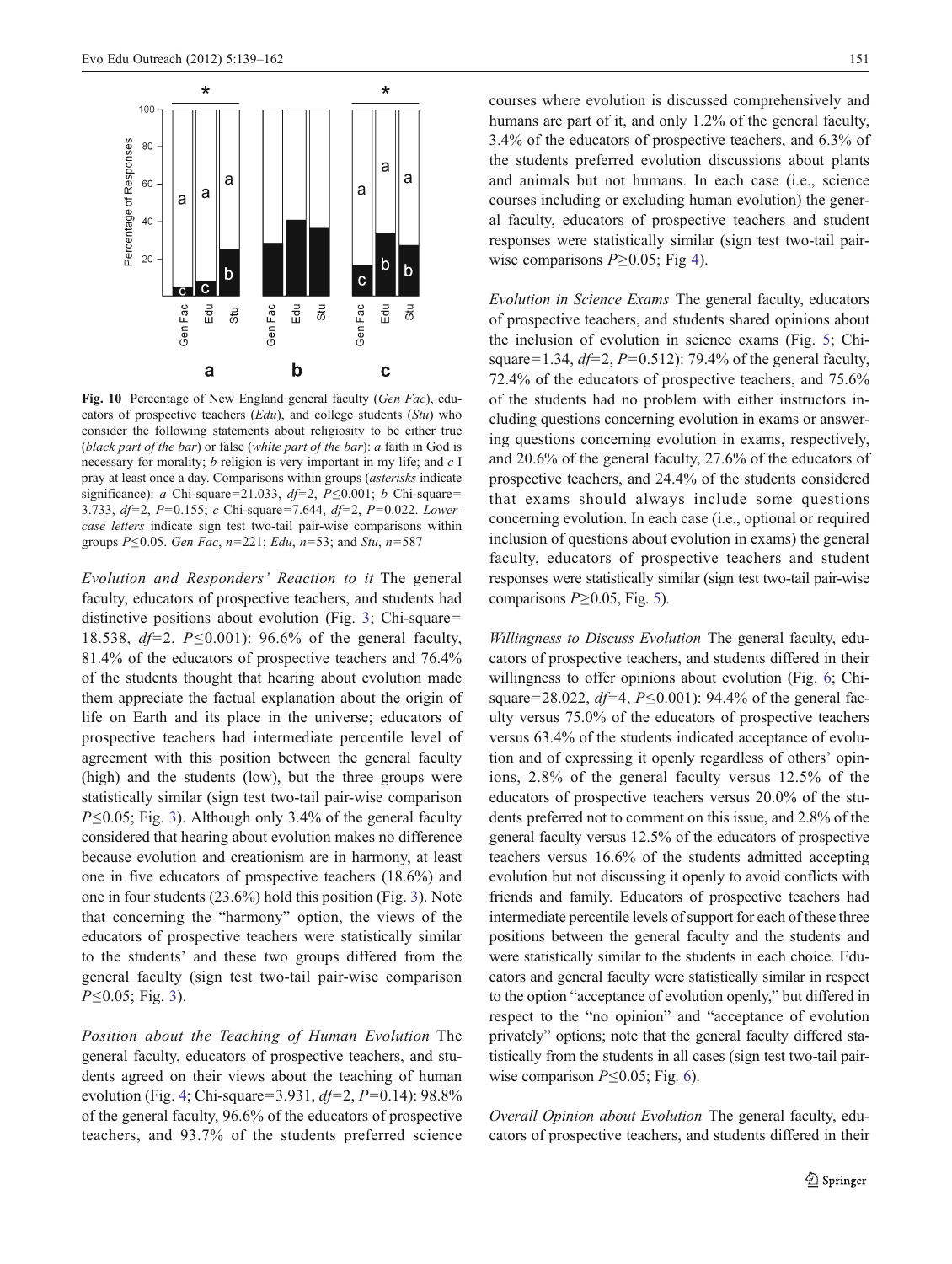Fig. 10 Percentage of New England general faculty (*Gen Fac*), educators of prospective teachers (*Edu*), and college students (*Stu*) who consider the following statements about religiosity to be either true (*black part of the bar*) or false (*white part of the bar*): *a* faith in God is necessary for morality; *b* religion is very important in my life; and *c* I pray at least once a day. Comparisons within groups (*asterisks* indicate significance): *a* Chi-square=21.033, *df*=2, $P \leq 0.001$; *b* Chi-square=3.733, *df*=2, *P*=0.155; *c* Chi-square=7.644, *df*=2, *P*=0.022. *Lowercase letters* indicate sign test two-tail pair-wise comparisons within groups $P \leq 0.05$. *Gen Fac*, *n*=221; *Edu*, *n*=53; and *Stu*, *n*=587

*Evolution and Responders' Reaction to it* The general faculty, educators of prospective teachers, and students had distinctive positions about evolution (Fig. 3; Chi-square=18.538, *df*=2, $P \leq 0.001$): 96.6% of the general faculty, 81.4% of the educators of prospective teachers and 76.4% of the students thought that hearing about evolution made them appreciate the factual explanation about the origin of life on Earth and its place in the universe; educators of prospective teachers had intermediate percentile level of agreement with this position between the general faculty (high) and the students (low), but the three groups were statistically similar (sign test two-tail pair-wise comparison $P \leq 0.05$; Fig. 3). Although only 3.4% of the general faculty considered that hearing about evolution makes no difference because evolution and creationism are in harmony, at least one in five educators of prospective teachers (18.6%) and one in four students (23.6%) hold this position (Fig. 3). Note that concerning the "harmony" option, the views of the educators of prospective teachers were statistically similar to the students' and these two groups differed from the general faculty (sign test two-tail pair-wise comparison $P \leq 0.05$; Fig. 3).

*Position about the Teaching of Human Evolution* The general faculty, educators of prospective teachers, and students agreed on their views about the teaching of human evolution (Fig. 4; Chi-square=3.931, *df*=2, *P*=0.14): 98.8% of the general faculty, 96.6% of the educators of prospective teachers, and 93.7% of the students preferred science courses where evolution is discussed comprehensively and humans are part of it, and only 1.2% of the general faculty, 3.4% of the educators of prospective teachers, and 6.3% of the students preferred evolution discussions about plants and animals but not humans. In each case (i.e., science courses including or excluding human evolution) the general faculty, educators of prospective teachers and student responses were statistically similar (sign test two-tail pair-wise comparisons $P \geq 0.05$; Fig 4).

*Evolution in Science Exams* The general faculty, educators of prospective teachers, and students shared opinions about the inclusion of evolution in science exams (Fig. 5; Chi-square=1.34, *df*=2, *P*=0.512): 79.4% of the general faculty, 72.4% of the educators of prospective teachers, and 75.6% of the students had no problem with either instructors including questions concerning evolution in exams or answering questions concerning evolution in exams, respectively, and 20.6% of the general faculty, 27.6% of the educators of prospective teachers, and 24.4% of the students considered that exams should always include some questions concerning evolution. In each case (i.e., optional or required inclusion of questions about evolution in exams) the general faculty, educators of prospective teachers and student responses were statistically similar (sign test two-tail pair-wise comparisons $P \geq 0.05$, Fig. 5).

*Willingness to Discuss Evolution* The general faculty, educators of prospective teachers, and students differed in their willingness to offer opinions about evolution (Fig. 6; Chi-square=28.022, *df*=4, $P \leq 0.001$): 94.4% of the general faculty versus 75.0% of the educators of prospective teachers versus 63.4% of the students indicated acceptance of evolution and of expressing it openly regardless of others' opinions, 2.8% of the general faculty versus 12.5% of the educators of prospective teachers versus 20.0% of the students preferred not to comment on this issue, and 2.8% of the general faculty versus 12.5% of the educators of prospective teachers versus 16.6% of the students admitted accepting evolution but not discussing it openly to avoid conflicts with friends and family. Educators of prospective teachers had intermediate percentile levels of support for each of these three positions between the general faculty and the students and were statistically similar to the students in each choice. Educators and general faculty were statistically similar in respect to the option "acceptance of evolution openly," but differed in respect to the "no opinion" and "acceptance of evolution privately" options; note that the general faculty differed statistically from the students in all cases (sign test two-tail pair-wise comparison $P \leq 0.05$; Fig. 6).

*Overall Opinion about Evolution* The general faculty, educators of prospective teachers, and students differed in their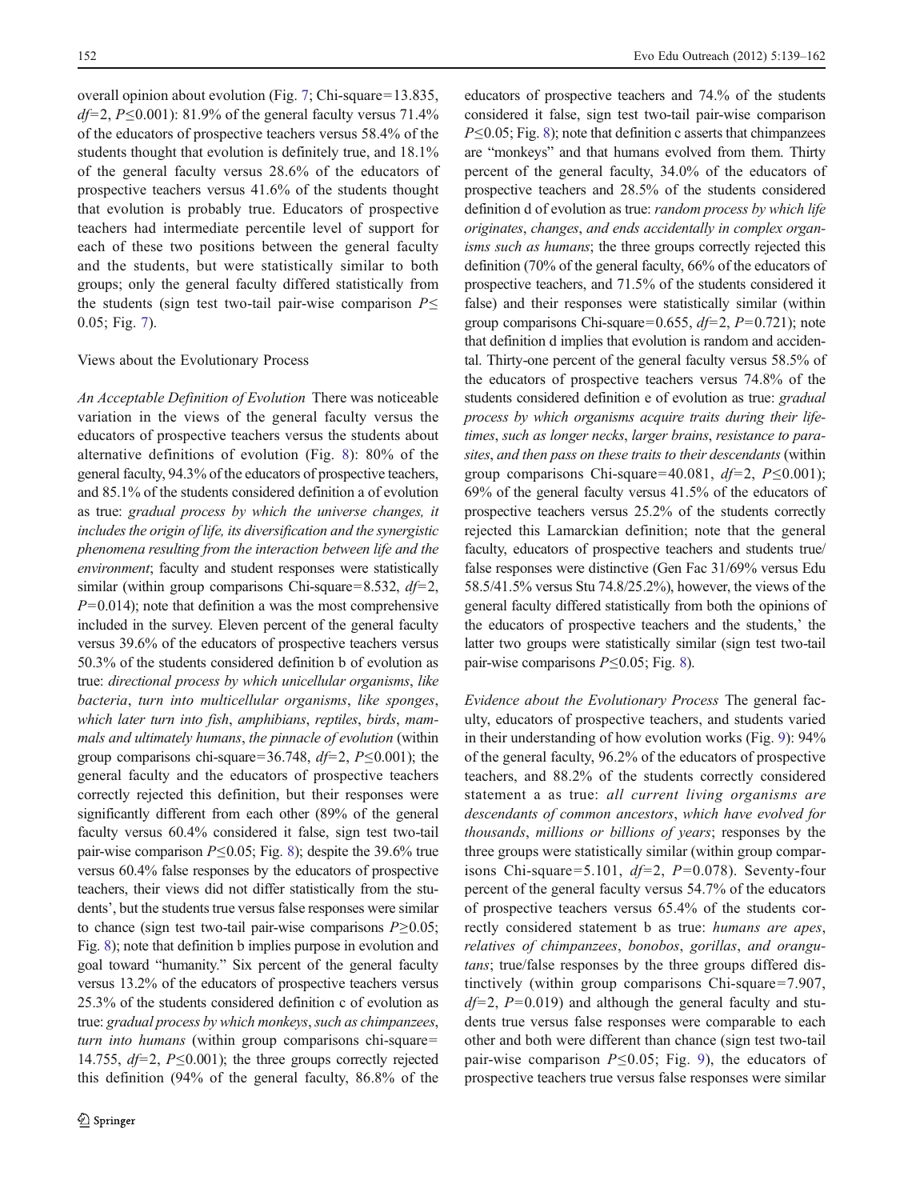overall opinion about evolution (Fig. 7; Chi-square=13.835, $df$=2, $P \leq 0.001$): 81.9% of the general faculty versus 71.4% of the educators of prospective teachers versus 58.4% of the students thought that evolution is definitely true, and 18.1% of the general faculty versus 28.6% of the educators of prospective teachers versus 41.6% of the students thought that evolution is probably true. Educators of prospective teachers had intermediate percentile level of support for each of these two positions between the general faculty and the students, but were statistically similar to both groups; only the general faculty differed statistically from the students (sign test two-tail pair-wise comparison $P \leq 0.05$; Fig. 7).

### Views about the Evolutionary Process

*An Acceptable Definition of Evolution* There was noticeable variation in the views of the general faculty versus the educators of prospective teachers versus the students about alternative definitions of evolution (Fig. 8): 80% of the general faculty, 94.3% of the educators of prospective teachers, and 85.1% of the students considered definition a of evolution as true: *gradual process by which the universe changes, it includes the origin of life, its diversification and the synergistic phenomena resulting from the interaction between life and the environment*; faculty and student responses were statistically similar (within group comparisons Chi-square=8.532, $df$=2, $P$=0.014); note that definition a was the most comprehensive included in the survey. Eleven percent of the general faculty versus 39.6% of the educators of prospective teachers versus 50.3% of the students considered definition b of evolution as true: *directional process by which unicellular organisms, like bacteria, turn into multicellular organisms, like sponges, which later turn into fish, amphibians, reptiles, birds, mammals and ultimately humans, the pinnacle of evolution* (within group comparisons chi-square=36.748, $df$=2, $P \leq 0.001$); the general faculty and the educators of prospective teachers correctly rejected this definition, but their responses were significantly different from each other (89% of the general faculty versus 60.4% considered it false, sign test two-tail pair-wise comparison $P \leq 0.05$; Fig. 8); despite the 39.6% true versus 60.4% false responses by the educators of prospective teachers, their views did not differ statistically from the students', but the students true versus false responses were similar to chance (sign test two-tail pair-wise comparisons $P \geq 0.05$; Fig. 8); note that definition b implies purpose in evolution and goal toward "humanity." Six percent of the general faculty versus 13.2% of the educators of prospective teachers versus 25.3% of the students considered definition c of evolution as true: *gradual process by which monkeys, such as chimpanzees, turn into humans* (within group comparisons chi-square=14.755, $df$=2, $P \leq 0.001$); the three groups correctly rejected this definition (94% of the general faculty, 86.8% of the educators of prospective teachers and 74.% of the students considered it false, sign test two-tail pair-wise comparison $P \leq 0.05$; Fig. 8); note that definition c asserts that chimpanzees are "monkeys" and that humans evolved from them. Thirty percent of the general faculty, 34.0% of the educators of prospective teachers and 28.5% of the students considered definition d of evolution as true: *random process by which life originates, changes, and ends accidentally in complex organisms such as humans*; the three groups correctly rejected this definition (70% of the general faculty, 66% of the educators of prospective teachers, and 71.5% of the students considered it false) and their responses were statistically similar (within group comparisons Chi-square=0.655, $df$=2, $P$=0.721); note that definition d implies that evolution is random and accidental. Thirty-one percent of the general faculty versus 58.5% of the educators of prospective teachers versus 74.8% of the students considered definition e of evolution as true: *gradual process by which organisms acquire traits during their lifetimes, such as longer necks, larger brains, resistance to parasites, and then pass on these traits to their descendants* (within group comparisons Chi-square=40.081, $df$=2, $P \leq 0.001$); 69% of the general faculty versus 41.5% of the educators of prospective teachers versus 25.2% of the students correctly rejected this Lamarckian definition; note that the general faculty, educators of prospective teachers and students true/false responses were distinctive (Gen Fac 31/69% versus Edu 58.5/41.5% versus Stu 74.8/25.2%), however, the views of the general faculty differed statistically from both the opinions of the educators of prospective teachers and the students,' the latter two groups were statistically similar (sign test two-tail pair-wise comparisons $P \leq 0.05$; Fig. 8).

*Evidence about the Evolutionary Process* The general faculty, educators of prospective teachers, and students varied in their understanding of how evolution works (Fig. 9): 94% of the general faculty, 96.2% of the educators of prospective teachers, and 88.2% of the students correctly considered statement a as true: *all current living organisms are descendants of common ancestors, which have evolved for thousands, millions or billions of years*; responses by the three groups were statistically similar (within group comparisons Chi-square=5.101, $df$=2, $P$=0.078). Seventy-four percent of the general faculty versus 54.7% of the educators of prospective teachers versus 65.4% of the students correctly considered statement b as true: *humans are apes, relatives of chimpanzees, bonobos, gorillas, and orangutans*; true/false responses by the three groups differed distinctively (within group comparisons Chi-square=7.907, $df$=2, $P$=0.019) and although the general faculty and students true versus false responses were comparable to each other and both were different than chance (sign test two-tail pair-wise comparison $P \leq 0.05$; Fig. 9), the educators of prospective teachers true versus false responses were similar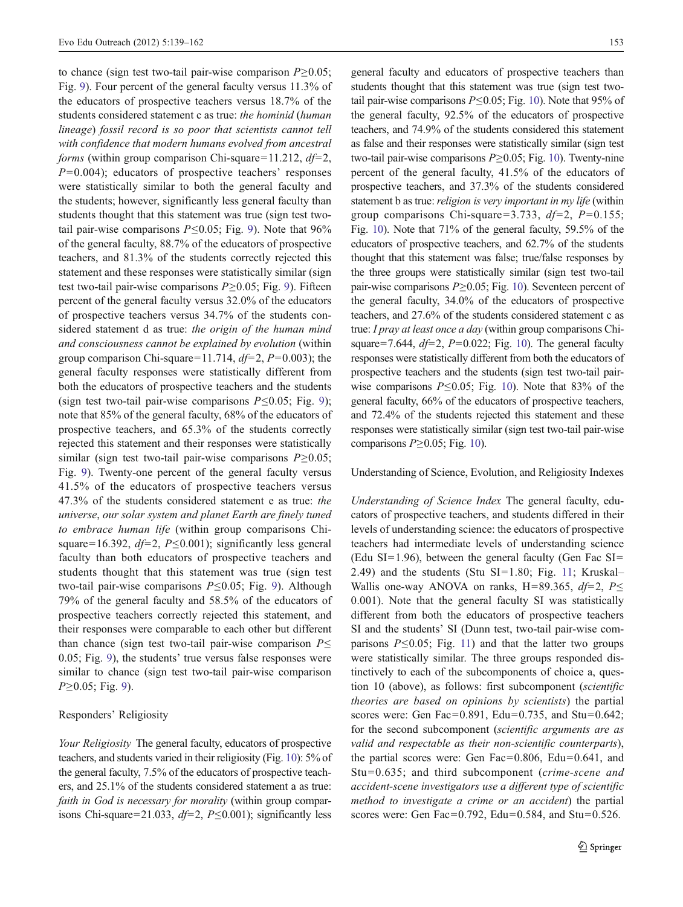to chance (sign test two-tail pair-wise comparison $P \geq 0.05$; Fig. 9). Four percent of the general faculty versus 11.3% of the educators of prospective teachers versus 18.7% of the students considered statement c as true: *the hominid (human lineage) fossil record is so poor that scientists cannot tell with confidence that modern humans evolved from ancestral forms* (within group comparison Chi-square=11.212, $df=2$, $P=0.004$); educators of prospective teachers' responses were statistically similar to both the general faculty and the students; however, significantly less general faculty than students thought that this statement was true (sign test two-tail pair-wise comparisons $P \leq 0.05$; Fig. 9). Note that 96% of the general faculty, 88.7% of the educators of prospective teachers, and 81.3% of the students correctly rejected this statement and these responses were statistically similar (sign test two-tail pair-wise comparisons $P \geq 0.05$; Fig. 9). Fifteen percent of the general faculty versus 32.0% of the educators of prospective teachers versus 34.7% of the students considered statement d as true: *the origin of the human mind and consciousness cannot be explained by evolution* (within group comparison Chi-square=11.714, $df=2$, $P=0.003$); the general faculty responses were statistically different from both the educators of prospective teachers and the students (sign test two-tail pair-wise comparisons $P \leq 0.05$; Fig. 9); note that 85% of the general faculty, 68% of the educators of prospective teachers, and 65.3% of the students correctly rejected this statement and their responses were statistically similar (sign test two-tail pair-wise comparisons $P \geq 0.05$; Fig. 9). Twenty-one percent of the general faculty versus 41.5% of the educators of prospective teachers versus 47.3% of the students considered statement e as true: *the universe, our solar system and planet Earth are finely tuned to embrace human life* (within group comparisons Chi-square=16.392, $df=2$, $P \leq 0.001$); significantly less general faculty than both educators of prospective teachers and students thought that this statement was true (sign test two-tail pair-wise comparisons $P \leq 0.05$; Fig. 9). Although 79% of the general faculty and 58.5% of the educators of prospective teachers correctly rejected this statement, and their responses were comparable to each other but different than chance (sign test two-tail pair-wise comparison $P \leq 0.05$; Fig. 9), the students' true versus false responses were similar to chance (sign test two-tail pair-wise comparison $P \geq 0.05$; Fig. 9).

### Responders' Religiosity

*Your Religiosity* The general faculty, educators of prospective teachers, and students varied in their religiosity (Fig. 10): 5% of the general faculty, 7.5% of the educators of prospective teachers, and 25.1% of the students considered statement a as true: *faith in God is necessary for morality* (within group comparisons Chi-square=21.033, $df=2$, $P \leq 0.001$); significantly less general faculty and educators of prospective teachers than students thought that this statement was true (sign test two-tail pair-wise comparisons $P \leq 0.05$; Fig. 10). Note that 95% of the general faculty, 92.5% of the educators of prospective teachers, and 74.9% of the students considered this statement as false and their responses were statistically similar (sign test two-tail pair-wise comparisons $P \geq 0.05$; Fig. 10). Twenty-nine percent of the general faculty, 41.5% of the educators of prospective teachers, and 37.3% of the students considered statement b as true: *religion is very important in my life* (within group comparisons Chi-square=3.733, $df=2$, $P=0.155$; Fig. 10). Note that 71% of the general faculty, 59.5% of the educators of prospective teachers, and 62.7% of the students thought that this statement was false; true/false responses by the three groups were statistically similar (sign test two-tail pair-wise comparisons $P \geq 0.05$; Fig. 10). Seventeen percent of the general faculty, 34.0% of the educators of prospective teachers, and 27.6% of the students considered statement c as true: *I pray at least once a day* (within group comparisons Chi-square=7.644, $df=2$, $P=0.022$; Fig. 10). The general faculty responses were statistically different from both the educators of prospective teachers and the students (sign test two-tail pair-wise comparisons $P \leq 0.05$; Fig. 10). Note that 83% of the general faculty, 66% of the educators of prospective teachers, and 72.4% of the students rejected this statement and these responses were statistically similar (sign test two-tail pair-wise comparisons $P \geq 0.05$; Fig. 10).

### Understanding of Science, Evolution, and Religiosity Indexes

*Understanding of Science Index* The general faculty, educators of prospective teachers, and students differed in their levels of understanding science: the educators of prospective teachers had intermediate levels of understanding science (Edu SI=1.96), between the general faculty (Gen Fac SI=2.49) and the students (Stu SI=1.80; Fig. 11; Kruskal–Wallis one-way ANOVA on ranks, H=89.365, $df=2$, $P \leq 0.001$). Note that the general faculty SI was statistically different from both the educators of prospective teachers SI and the students' SI (Dunn test, two-tail pair-wise comparisons $P \leq 0.05$; Fig. 11) and that the latter two groups were statistically similar. The three groups responded distinctively to each of the subcomponents of choice a, question 10 (above), as follows: first subcomponent (*scientific theories are based on opinions by scientists*) the partial scores were: Gen Fac=0.891, Edu=0.735, and Stu=0.642; for the second subcomponent (*scientific arguments are as valid and respectable as their non-scientific counterparts*), the partial scores were: Gen Fac=0.806, Edu=0.641, and Stu=0.635; and third subcomponent (*crime-scene and accident-scene investigators use a different type of scientific method to investigate a crime or an accident*) the partial scores were: Gen Fac=0.792, Edu=0.584, and Stu=0.526.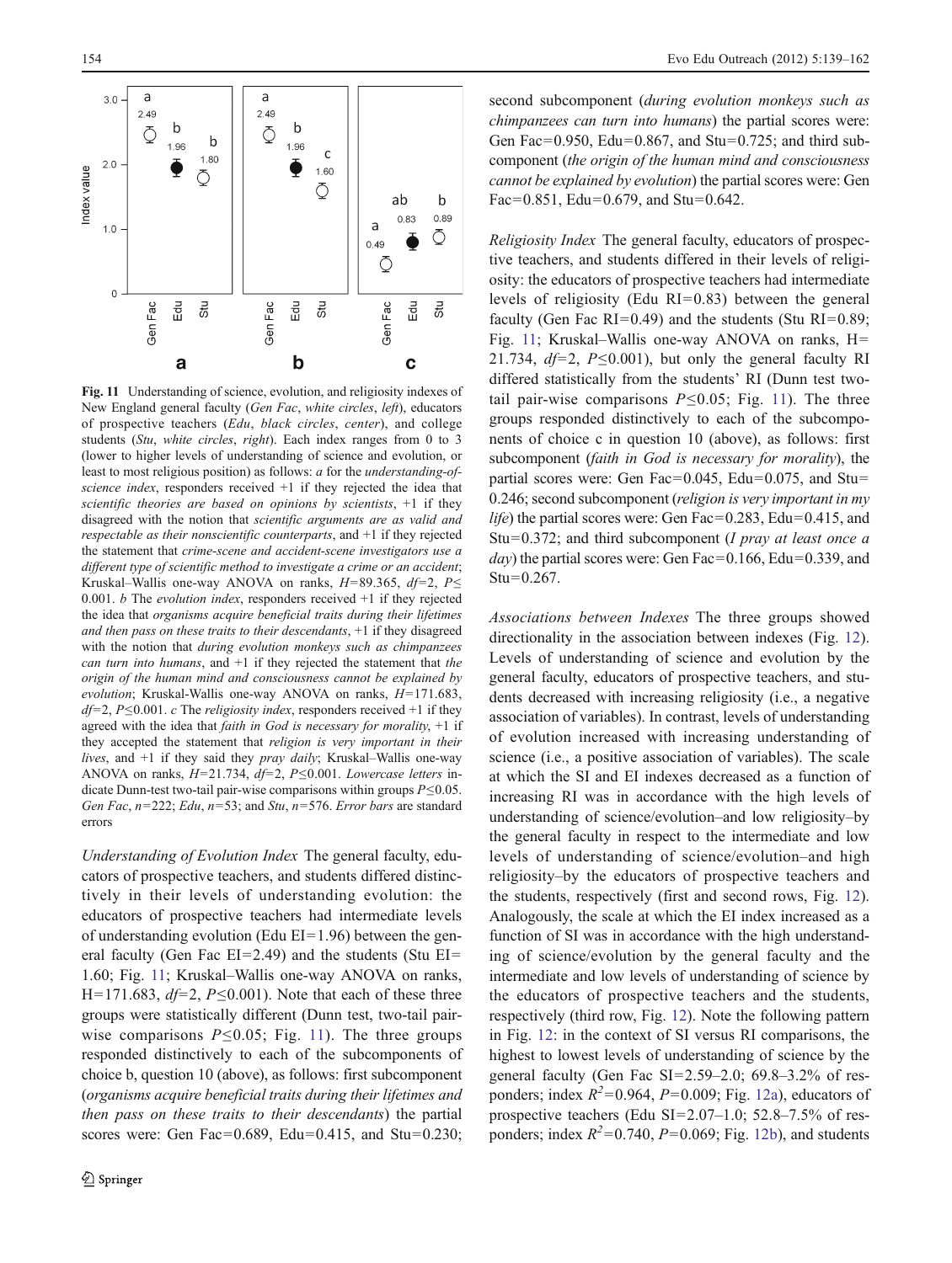**Fig. 11** Understanding of science, evolution, and religiosity indexes of New England general faculty (*Gen Fac*, *white circles*, *left*), educators of prospective teachers (*Edu*, *black circles*, *center*), and college students (*Stu*, *white circles*, *right*). Each index ranges from 0 to 3 (lower to higher levels of understanding of science and evolution, or least to most religious position) as follows: *a* for the *understanding-of-science index*, responders received +1 if they rejected the idea that *scientific theories are based on opinions by scientists*, +1 if they disagreed with the notion that *scientific arguments are as valid and respectable as their nonscientific counterparts*, and +1 if they rejected the statement that *crime-scene and accident-scene investigators use a different type of scientific method to investigate a crime or an accident*; Kruskal–Wallis one-way ANOVA on ranks, $H=89.365$, $df=2$, $P\leq 0.001$. *b* The *evolution index*, responders received +1 if they rejected the idea that *organisms acquire beneficial traits during their lifetimes and then pass on these traits to their descendants*, +1 if they disagreed with the notion that *during evolution monkeys such as chimpanzees can turn into humans*, and +1 if they rejected the statement that *the origin of the human mind and consciousness cannot be explained by evolution*; Kruskal-Wallis one-way ANOVA on ranks, $H=171.683$, $df=2$, $P\leq 0.001$. *c* The *religiosity index*, responders received +1 if they agreed with the idea that *faith in God is necessary for morality*, +1 if they accepted the statement that *religion is very important in their lives*, and +1 if they said they *pray daily*; Kruskal–Wallis one-way ANOVA on ranks, $H=21.734$, $df=2$, $P\leq 0.001$. *Lowercase letters* indicate Dunn-test two-tail pair-wise comparisons within groups $P\leq 0.05$. *Gen Fac*, $n=222$; *Edu*, $n=53$; and *Stu*, $n=576$. *Error bars* are standard errors

*Understanding of Evolution Index* The general faculty, educators of prospective teachers, and students differed distinctively in their levels of understanding evolution: the educators of prospective teachers had intermediate levels of understanding evolution (Edu EI=1.96) between the general faculty (Gen Fac EI=2.49) and the students (Stu EI=1.60; Fig. 11; Kruskal–Wallis one-way ANOVA on ranks, $H=171.683$, $df=2$, $P\leq 0.001$). Note that each of these three groups were statistically different (Dunn test, two-tail pair-wise comparisons $P\leq 0.05$; Fig. 11). The three groups responded distinctively to each of the subcomponents of choice b, question 10 (above), as follows: first subcomponent (*organisms acquire beneficial traits during their lifetimes and then pass on these traits to their descendants*) the partial scores were: Gen Fac=0.689, Edu=0.415, and Stu=0.230; second subcomponent (*during evolution monkeys such as chimpanzees can turn into humans*) the partial scores were: Gen Fac=0.950, Edu=0.867, and Stu=0.725; and third subcomponent (*the origin of the human mind and consciousness cannot be explained by evolution*) the partial scores were: Gen Fac=0.851, Edu=0.679, and Stu=0.642.

*Religiosity Index* The general faculty, educators of prospective teachers, and students differed in their levels of religiosity: the educators of prospective teachers had intermediate levels of religiosity (Edu RI=0.83) between the general faculty (Gen Fac RI=0.49) and the students (Stu RI=0.89; Fig. 11; Kruskal–Wallis one-way ANOVA on ranks, $H=21.734$, $df=2$, $P\leq 0.001$), but only the general faculty RI differed statistically from the students' RI (Dunn test two-tail pair-wise comparisons $P\leq 0.05$; Fig. 11). The three groups responded distinctively to each of the subcomponents of choice c in question 10 (above), as follows: first subcomponent (*faith in God is necessary for morality*), the partial scores were: Gen Fac=0.045, Edu=0.075, and Stu=0.246; second subcomponent (*religion is very important in my life*) the partial scores were: Gen Fac=0.283, Edu=0.415, and Stu=0.372; and third subcomponent (*I pray at least once a day*) the partial scores were: Gen Fac=0.166, Edu=0.339, and Stu=0.267.

*Associations between Indexes* The three groups showed directionality in the association between indexes (Fig. 12). Levels of understanding of science and evolution by the general faculty, educators of prospective teachers, and students decreased with increasing religiosity (i.e., a negative association of variables). In contrast, levels of understanding of evolution increased with increasing understanding of science (i.e., a positive association of variables). The scale at which the SI and EI indexes decreased as a function of increasing RI was in accordance with the high levels of understanding of science/evolution–and low religiosity–by the general faculty in respect to the intermediate and low levels of understanding of science/evolution–and high religiosity–by the educators of prospective teachers and the students, respectively (first and second rows, Fig. 12). Analogously, the scale at which the EI index increased as a function of SI was in accordance with the high understanding of science/evolution by the general faculty and the intermediate and low levels of understanding of science by the educators of prospective teachers and the students, respectively (third row, Fig. 12). Note the following pattern in Fig. 12: in the context of SI versus RI comparisons, the highest to lowest levels of understanding of science by the general faculty (Gen Fac SI=2.59–2.0; 69.8–3.2% of responders; index $R^2=0.964$, $P=0.009$; Fig. 12a), educators of prospective teachers (Edu SI=2.07–1.0; 52.8–7.5% of responders; index $R^2=0.740$, $P=0.069$; Fig. 12b), and students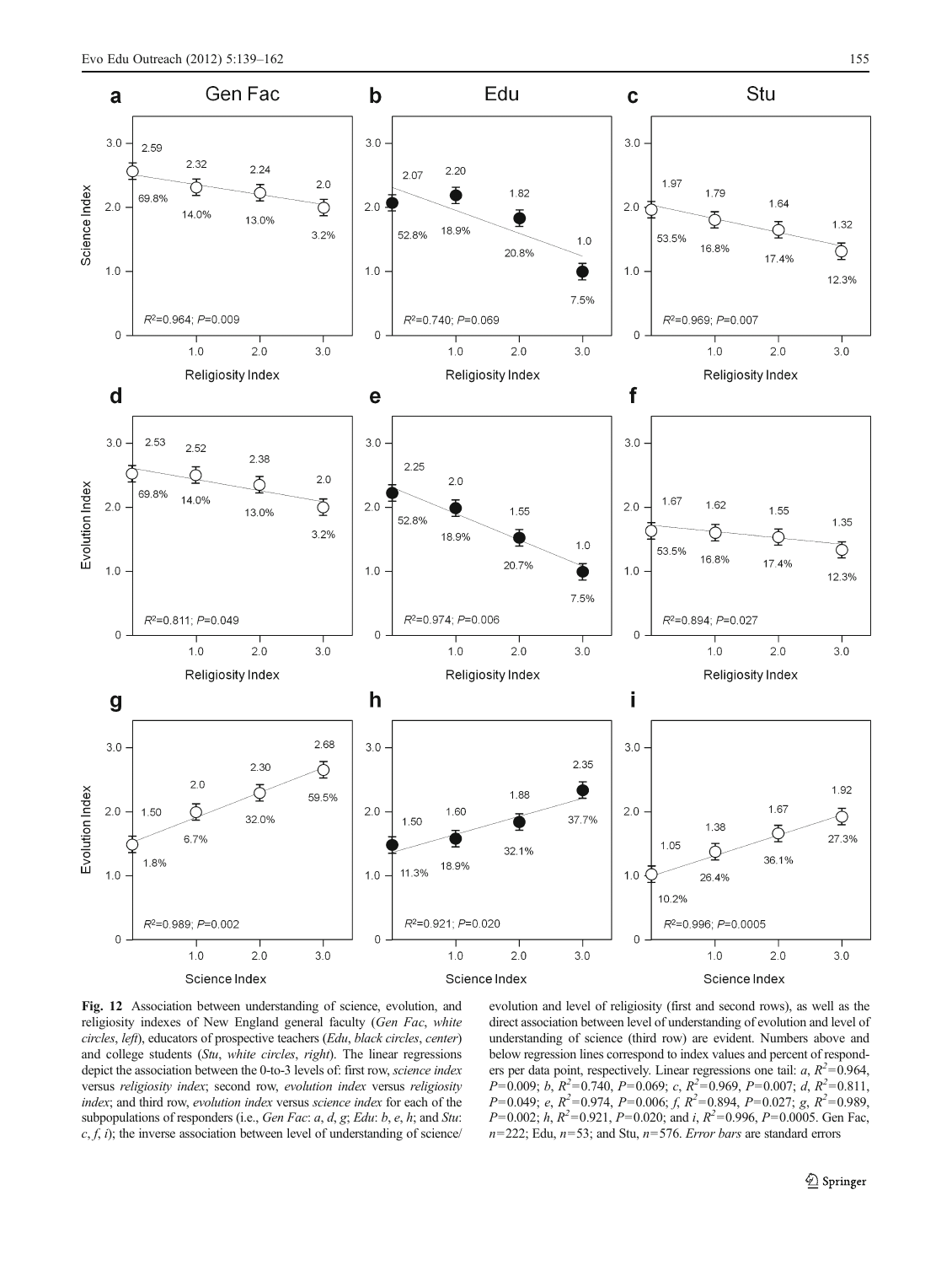**Fig. 12** Association between understanding of science, evolution, and religiosity indexes of New England general faculty (*Gen Fac*, *white circles*, *left*), educators of prospective teachers (*Edu*, *black circles*, *center*) and college students (*Stu*, *white circles*, *right*). The linear regressions depict the association between the 0-to-3 levels of: first row, *science index* versus *religiosity index*; second row, *evolution index* versus *religiosity index*; and third row, *evolution index* versus *science index* for each of the subpopulations of responders (i.e., *Gen Fac*: *a*, *d*, *g*; *Edu*: *b*, *e*, *h*; and *Stu*: *c*, *f*, *i*); the inverse association between level of understanding of science/evolution and level of religiosity (first and second rows), as well as the direct association between level of understanding of evolution and level of understanding of science (third row) are evident. Numbers above and below regression lines correspond to index values and percent of responders per data point, respectively. Linear regressions one tail: *a*, $R^2=0.964$, $P=0.009$; *b*, $R^2=0.740$, $P=0.069$; *c*, $R^2=0.969$, $P=0.007$; *d*, $R^2=0.811$, $P=0.049$; *e*, $R^2=0.974$, $P=0.006$; *f*, $R^2=0.894$, $P=0.027$; *g*, $R^2=0.989$, $P=0.002$; *h*, $R^2=0.921$, $P=0.020$; and *i*, $R^2=0.996$, $P=0.0005$. Gen Fac, $n=222$; Edu, $n=53$; and Stu, $n=576$. *Error bars* are standard errors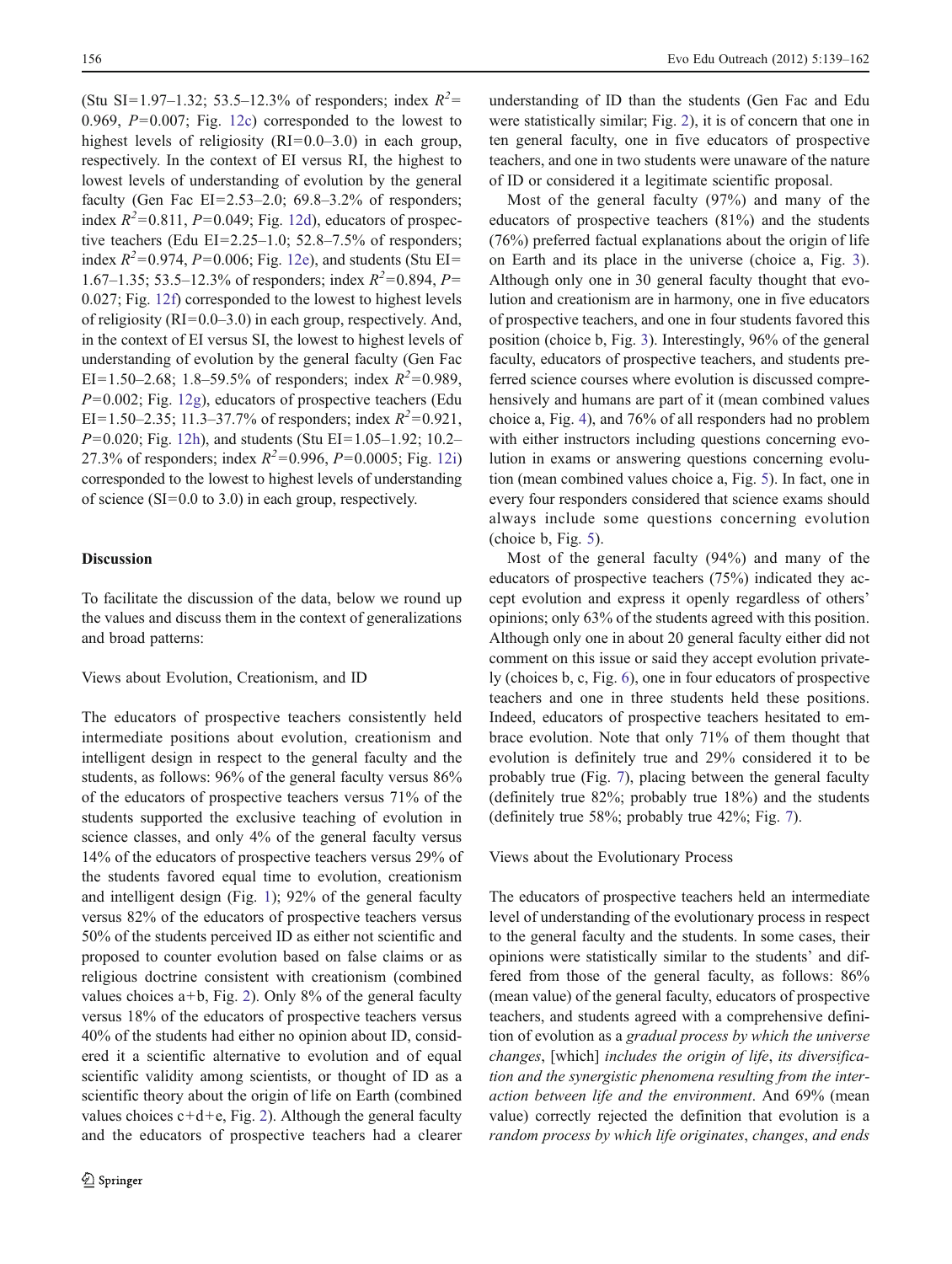(Stu SI=1.97–1.32; 53.5–12.3% of responders; index $R^2$= 0.969, $P$=0.007; Fig. 12c) corresponded to the lowest to highest levels of religiosity (RI=0.0–3.0) in each group, respectively. In the context of EI versus RI, the highest to lowest levels of understanding of evolution by the general faculty (Gen Fac EI=2.53–2.0; 69.8–3.2% of responders; index $R^2$=0.811, $P$=0.049; Fig. 12d), educators of prospective teachers (Edu EI=2.25–1.0; 52.8–7.5% of responders; index $R^2$=0.974, $P$=0.006; Fig. 12e), and students (Stu EI= 1.67–1.35; 53.5–12.3% of responders; index $R^2$=0.894, $P$= 0.027; Fig. 12f) corresponded to the lowest to highest levels of religiosity (RI=0.0–3.0) in each group, respectively. And, in the context of EI versus SI, the lowest to highest levels of understanding of evolution by the general faculty (Gen Fac EI=1.50–2.68; 1.8–59.5% of responders; index $R^2$=0.989, $P$=0.002; Fig. 12g), educators of prospective teachers (Edu EI=1.50–2.35; 11.3–37.7% of responders; index $R^2$=0.921, $P$=0.020; Fig. 12h), and students (Stu EI=1.05–1.92; 10.2–27.3% of responders; index $R^2$=0.996, $P$=0.0005; Fig. 12i) corresponded to the lowest to highest levels of understanding of science (SI=0.0 to 3.0) in each group, respectively.

## Discussion

To facilitate the discussion of the data, below we round up the values and discuss them in the context of generalizations and broad patterns:

### Views about Evolution, Creationism, and ID

The educators of prospective teachers consistently held intermediate positions about evolution, creationism and intelligent design in respect to the general faculty and the students, as follows: 96% of the general faculty versus 86% of the educators of prospective teachers versus 71% of the students supported the exclusive teaching of evolution in science classes, and only 4% of the general faculty versus 14% of the educators of prospective teachers versus 29% of the students favored equal time to evolution, creationism and intelligent design (Fig. 1); 92% of the general faculty versus 82% of the educators of prospective teachers versus 50% of the students perceived ID as either not scientific and proposed to counter evolution based on false claims or as religious doctrine consistent with creationism (combined values choices a+b, Fig. 2). Only 8% of the general faculty versus 18% of the educators of prospective teachers versus 40% of the students had either no opinion about ID, considered it a scientific alternative to evolution and of equal scientific validity among scientists, or thought of ID as a scientific theory about the origin of life on Earth (combined values choices c+d+e, Fig. 2). Although the general faculty and the educators of prospective teachers had a clearer understanding of ID than the students (Gen Fac and Edu were statistically similar; Fig. 2), it is of concern that one in ten general faculty, one in five educators of prospective teachers, and one in two students were unaware of the nature of ID or considered it a legitimate scientific proposal.

Most of the general faculty (97%) and many of the educators of prospective teachers (81%) and the students (76%) preferred factual explanations about the origin of life on Earth and its place in the universe (choice a, Fig. 3). Although only one in 30 general faculty thought that evolution and creationism are in harmony, one in five educators of prospective teachers, and one in four students favored this position (choice b, Fig. 3). Interestingly, 96% of the general faculty, educators of prospective teachers, and students preferred science courses where evolution is discussed comprehensively and humans are part of it (mean combined values choice a, Fig. 4), and 76% of all responders had no problem with either instructors including questions concerning evolution in exams or answering questions concerning evolution (mean combined values choice a, Fig. 5). In fact, one in every four responders considered that science exams should always include some questions concerning evolution (choice b, Fig. 5).

Most of the general faculty (94%) and many of the educators of prospective teachers (75%) indicated they accept evolution and express it openly regardless of others' opinions; only 63% of the students agreed with this position. Although only one in about 20 general faculty either did not comment on this issue or said they accept evolution privately (choices b, c, Fig. 6), one in four educators of prospective teachers and one in three students held these positions. Indeed, educators of prospective teachers hesitated to embrace evolution. Note that only 71% of them thought that evolution is definitely true and 29% considered it to be probably true (Fig. 7), placing between the general faculty (definitely true 82%; probably true 18%) and the students (definitely true 58%; probably true 42%; Fig. 7).

### Views about the Evolutionary Process

The educators of prospective teachers held an intermediate level of understanding of the evolutionary process in respect to the general faculty and the students. In some cases, their opinions were statistically similar to the students' and differed from those of the general faculty, as follows: 86% (mean value) of the general faculty, educators of prospective teachers, and students agreed with a comprehensive definition of evolution as a *gradual process by which the universe changes*, [which] *includes the origin of life*, *its diversification and the synergistic phenomena resulting from the interaction between life and the environment*. And 69% (mean value) correctly rejected the definition that evolution is a *random process by which life originates*, *changes*, *and ends*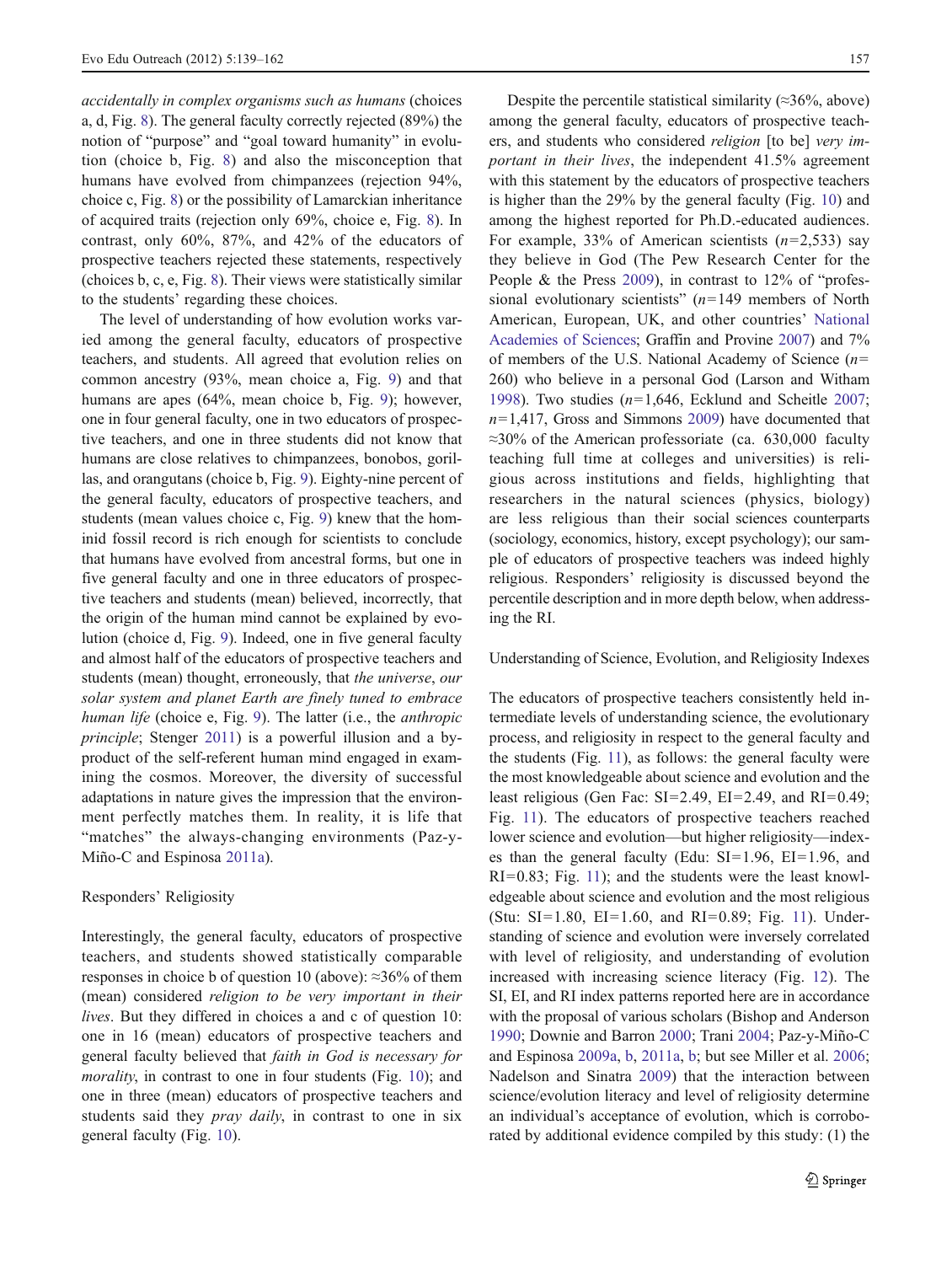*accidentally in complex organisms such as humans* (choices a, d, Fig. 8). The general faculty correctly rejected (89%) the notion of "purpose" and "goal toward humanity" in evolution (choice b, Fig. 8) and also the misconception that humans have evolved from chimpanzees (rejection 94%, choice c, Fig. 8) or the possibility of Lamarckian inheritance of acquired traits (rejection only 69%, choice e, Fig. 8). In contrast, only 60%, 87%, and 42% of the educators of prospective teachers rejected these statements, respectively (choices b, c, e, Fig. 8). Their views were statistically similar to the students' regarding these choices.

The level of understanding of how evolution works varied among the general faculty, educators of prospective teachers, and students. All agreed that evolution relies on common ancestry (93%, mean choice a, Fig. 9) and that humans are apes (64%, mean choice b, Fig. 9); however, one in four general faculty, one in two educators of prospective teachers, and one in three students did not know that humans are close relatives to chimpanzees, bonobos, gorillas, and orangutans (choice b, Fig. 9). Eighty-nine percent of the general faculty, educators of prospective teachers, and students (mean values choice c, Fig. 9) knew that the hominid fossil record is rich enough for scientists to conclude that humans have evolved from ancestral forms, but one in five general faculty and one in three educators of prospective teachers and students (mean) believed, incorrectly, that the origin of the human mind cannot be explained by evolution (choice d, Fig. 9). Indeed, one in five general faculty and almost half of the educators of prospective teachers and students (mean) thought, erroneously, that *the universe, our solar system and planet Earth are finely tuned to embrace human life* (choice e, Fig. 9). The latter (i.e., the *anthropic principle*; Stenger 2011) is a powerful illusion and a by-product of the self-referent human mind engaged in examining the cosmos. Moreover, the diversity of successful adaptations in nature gives the impression that the environment perfectly matches them. In reality, it is life that "matches" the always-changing environments (Paz-y-Miño-C and Espinosa 2011a).

## Responders' Religiosity

Interestingly, the general faculty, educators of prospective teachers, and students showed statistically comparable responses in choice b of question 10 (above): ≈36% of them (mean) considered *religion to be very important in their lives*. But they differed in choices a and c of question 10: one in 16 (mean) educators of prospective teachers and general faculty believed that *faith in God is necessary for morality*, in contrast to one in four students (Fig. 10); and one in three (mean) educators of prospective teachers and students said they *pray daily*, in contrast to one in six general faculty (Fig. 10).

Despite the percentile statistical similarity (≈36%, above) among the general faculty, educators of prospective teachers, and students who considered *religion* [to be] *very important in their lives*, the independent 41.5% agreement with this statement by the educators of prospective teachers is higher than the 29% by the general faculty (Fig. 10) and among the highest reported for Ph.D.-educated audiences. For example, 33% of American scientists ($n$=2,533) say they believe in God (The Pew Research Center for the People & the Press 2009), in contrast to 12% of "professional evolutionary scientists" ($n$=149 members of North American, European, UK, and other countries' National Academies of Sciences; Graffin and Provine 2007) and 7% of members of the U.S. National Academy of Science ($n$=260) who believe in a personal God (Larson and Witham 1998). Two studies ($n$=1,646, Ecklund and Scheitle 2007; $n$=1,417, Gross and Simmons 2009) have documented that ≈30% of the American professoriate (ca. 630,000 faculty teaching full time at colleges and universities) is religious across institutions and fields, highlighting that researchers in the natural sciences (physics, biology) are less religious than their social sciences counterparts (sociology, economics, history, except psychology); our sample of educators of prospective teachers was indeed highly religious. Responders' religiosity is discussed beyond the percentile description and in more depth below, when addressing the RI.

## Understanding of Science, Evolution, and Religiosity Indexes

The educators of prospective teachers consistently held intermediate levels of understanding science, the evolutionary process, and religiosity in respect to the general faculty and the students (Fig. 11), as follows: the general faculty were the most knowledgeable about science and evolution and the least religious (Gen Fac: SI=2.49, EI=2.49, and RI=0.49; Fig. 11). The educators of prospective teachers reached lower science and evolution—but higher religiosity—indexes than the general faculty (Edu: SI=1.96, EI=1.96, and RI=0.83; Fig. 11); and the students were the least knowledgeable about science and evolution and the most religious (Stu: SI=1.80, EI=1.60, and RI=0.89; Fig. 11). Understanding of science and evolution were inversely correlated with level of religiosity, and understanding of evolution increased with increasing science literacy (Fig. 12). The SI, EI, and RI index patterns reported here are in accordance with the proposal of various scholars (Bishop and Anderson 1990; Downie and Barron 2000; Trani 2004; Paz-y-Miño-C and Espinosa 2009a, b, 2011a, b; but see Miller et al. 2006; Nadelson and Sinatra 2009) that the interaction between science/evolution literacy and level of religiosity determine an individual's acceptance of evolution, which is corroborated by additional evidence compiled by this study: (1) the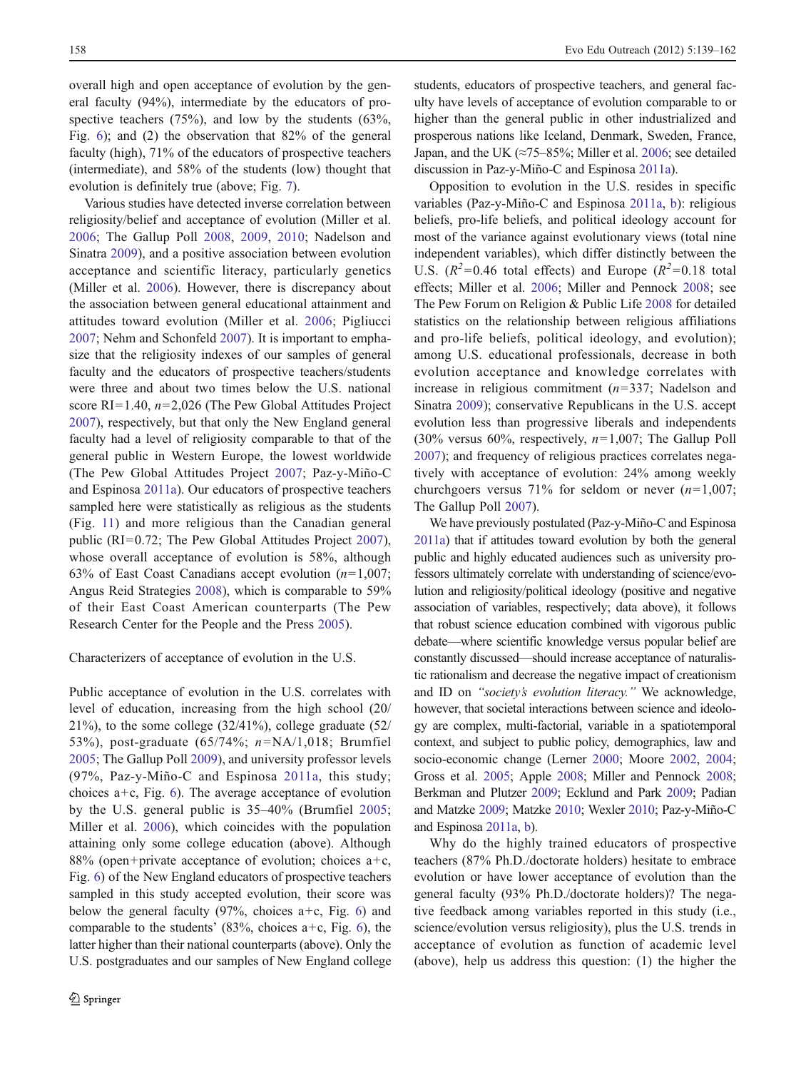overall high and open acceptance of evolution by the general faculty (94%), intermediate by the educators of prospective teachers (75%), and low by the students (63%, Fig. 6); and (2) the observation that 82% of the general faculty (high), 71% of the educators of prospective teachers (intermediate), and 58% of the students (low) thought that evolution is definitely true (above; Fig. 7).

Various studies have detected inverse correlation between religiosity/belief and acceptance of evolution (Miller et al. 2006; The Gallup Poll 2008, 2009, 2010; Nadelson and Sinatra 2009), and a positive association between evolution acceptance and scientific literacy, particularly genetics (Miller et al. 2006). However, there is discrepancy about the association between general educational attainment and attitudes toward evolution (Miller et al. 2006; Pigliucci 2007; Nehm and Schonfeld 2007). It is important to emphasize that the religiosity indexes of our samples of general faculty and the educators of prospective teachers/students were three and about two times below the U.S. national score RI=1.40, $n$=2,026 (The Pew Global Attitudes Project 2007), respectively, but that only the New England general faculty had a level of religiosity comparable to that of the general public in Western Europe, the lowest worldwide (The Pew Global Attitudes Project 2007; Paz-y-Miño-C and Espinosa 2011a). Our educators of prospective teachers sampled here were statistically as religious as the students (Fig. 11) and more religious than the Canadian general public (RI=0.72; The Pew Global Attitudes Project 2007), whose overall acceptance of evolution is 58%, although 63% of East Coast Canadians accept evolution ($n$=1,007; Angus Reid Strategies 2008), which is comparable to 59% of their East Coast American counterparts (The Pew Research Center for the People and the Press 2005).

## Characterizers of acceptance of evolution in the U.S.

Public acceptance of evolution in the U.S. correlates with level of education, increasing from the high school (20/21%), to the some college (32/41%), college graduate (52/53%), post-graduate (65/74%; $n$=NA/1,018; Brumfiel 2005; The Gallup Poll 2009), and university professor levels (97%, Paz-y-Miño-C and Espinosa 2011a, this study; choices a+c, Fig. 6). The average acceptance of evolution by the U.S. general public is 35–40% (Brumfiel 2005; Miller et al. 2006), which coincides with the population attaining only some college education (above). Although 88% (open+private acceptance of evolution; choices a+c, Fig. 6) of the New England educators of prospective teachers sampled in this study accepted evolution, their score was below the general faculty (97%, choices a+c, Fig. 6) and comparable to the students' (83%, choices a+c, Fig. 6), the latter higher than their national counterparts (above). Only the U.S. postgraduates and our samples of New England college students, educators of prospective teachers, and general faculty have levels of acceptance of evolution comparable to or higher than the general public in other industrialized and prosperous nations like Iceland, Denmark, Sweden, France, Japan, and the UK (≈75–85%; Miller et al. 2006; see detailed discussion in Paz-y-Miño-C and Espinosa 2011a).

Opposition to evolution in the U.S. resides in specific variables (Paz-y-Miño-C and Espinosa 2011a, b): religious beliefs, pro-life beliefs, and political ideology account for most of the variance against evolutionary views (total nine independent variables), which differ distinctly between the U.S. ($R^2$=0.46 total effects) and Europe ($R^2$=0.18 total effects; Miller et al. 2006; Miller and Pennock 2008; see The Pew Forum on Religion & Public Life 2008 for detailed statistics on the relationship between religious affiliations and pro-life beliefs, political ideology, and evolution); among U.S. educational professionals, decrease in both evolution acceptance and knowledge correlates with increase in religious commitment ($n$=337; Nadelson and Sinatra 2009); conservative Republicans in the U.S. accept evolution less than progressive liberals and independents (30% versus 60%, respectively, $n$=1,007; The Gallup Poll 2007); and frequency of religious practices correlates negatively with acceptance of evolution: 24% among weekly churchgoers versus 71% for seldom or never ($n$=1,007; The Gallup Poll 2007).

We have previously postulated (Paz-y-Miño-C and Espinosa 2011a) that if attitudes toward evolution by both the general public and highly educated audiences such as university professors ultimately correlate with understanding of science/evolution and religiosity/political ideology (positive and negative association of variables, respectively; data above), it follows that robust science education combined with vigorous public debate—where scientific knowledge versus popular belief are constantly discussed—should increase acceptance of naturalistic rationalism and decrease the negative impact of creationism and ID on *"society's evolution literacy."* We acknowledge, however, that societal interactions between science and ideology are complex, multi-factorial, variable in a spatiotemporal context, and subject to public policy, demographics, law and socio-economic change (Lerner 2000; Moore 2002, 2004; Gross et al. 2005; Apple 2008; Miller and Pennock 2008; Berkman and Plutzer 2009; Ecklund and Park 2009; Padian and Matzke 2009; Matzke 2010; Wexler 2010; Paz-y-Miño-C and Espinosa 2011a, b).

Why do the highly trained educators of prospective teachers (87% Ph.D./doctorate holders) hesitate to embrace evolution or have lower acceptance of evolution than the general faculty (93% Ph.D./doctorate holders)? The negative feedback among variables reported in this study (i.e., science/evolution versus religiosity), plus the U.S. trends in acceptance of evolution as function of academic level (above), help us address this question: (1) the higher the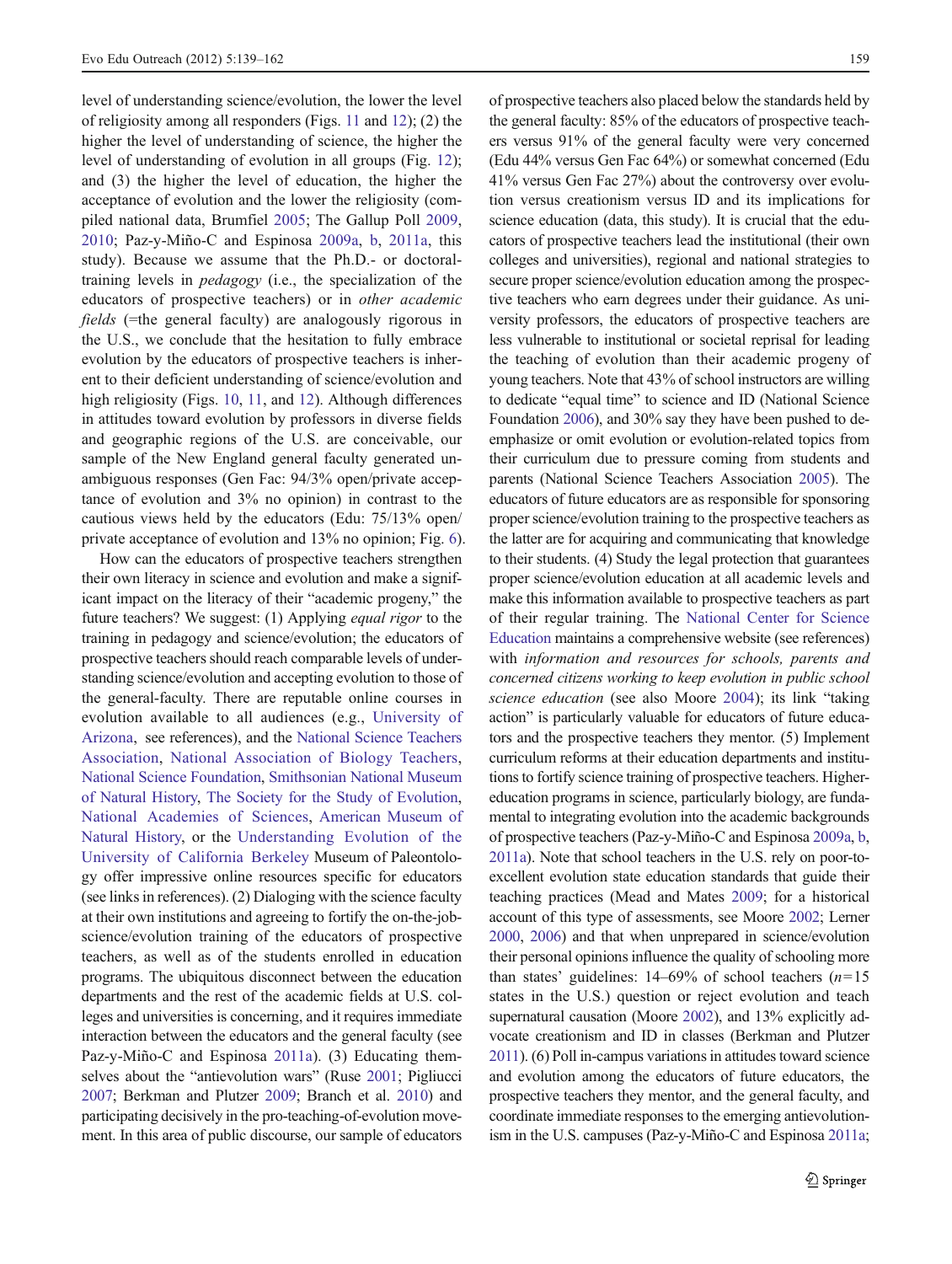level of understanding science/evolution, the lower the level of religiosity among all responders (Figs. 11 and 12); (2) the higher the level of understanding of science, the higher the level of understanding of evolution in all groups (Fig. 12); and (3) the higher the level of education, the higher the acceptance of evolution and the lower the religiosity (compiled national data, Brumfiel 2005; The Gallup Poll 2009, 2010; Paz-y-Miño-C and Espinosa 2009a, b, 2011a, this study). Because we assume that the Ph.D.- or doctoral-training levels in *pedagogy* (i.e., the specialization of the educators of prospective teachers) or in *other academic fields* (=the general faculty) are analogously rigorous in the U.S., we conclude that the hesitation to fully embrace evolution by the educators of prospective teachers is inherent to their deficient understanding of science/evolution and high religiosity (Figs. 10, 11, and 12). Although differences in attitudes toward evolution by professors in diverse fields and geographic regions of the U.S. are conceivable, our sample of the New England general faculty generated unambiguous responses (Gen Fac: 94/3% open/private acceptance of evolution and 3% no opinion) in contrast to the cautious views held by the educators (Edu: 75/13% open/private acceptance of evolution and 13% no opinion; Fig. 6).

How can the educators of prospective teachers strengthen their own literacy in science and evolution and make a significant impact on the literacy of their "academic progeny," the future teachers? We suggest: (1) Applying *equal rigor* to the training in pedagogy and science/evolution; the educators of prospective teachers should reach comparable levels of understanding science/evolution and accepting evolution to those of the general-faculty. There are reputable online courses in evolution available to all audiences (e.g., University of Arizona, see references), and the National Science Teachers Association, National Association of Biology Teachers, National Science Foundation, Smithsonian National Museum of Natural History, The Society for the Study of Evolution, National Academies of Sciences, American Museum of Natural History, or the Understanding Evolution of the University of California Berkeley Museum of Paleontology offer impressive online resources specific for educators (see links in references). (2) Dialoging with the science faculty at their own institutions and agreeing to fortify the on-the-job-science/evolution training of the educators of prospective teachers, as well as of the students enrolled in education programs. The ubiquitous disconnect between the education departments and the rest of the academic fields at U.S. colleges and universities is concerning, and it requires immediate interaction between the educators and the general faculty (see Paz-y-Miño-C and Espinosa 2011a). (3) Educating themselves about the "antievolution wars" (Ruse 2001; Pigliucci 2007; Berkman and Plutzer 2009; Branch et al. 2010) and participating decisively in the pro-teaching-of-evolution movement. In this area of public discourse, our sample of educators of prospective teachers also placed below the standards held by the general faculty: 85% of the educators of prospective teachers versus 91% of the general faculty were very concerned (Edu 44% versus Gen Fac 64%) or somewhat concerned (Edu 41% versus Gen Fac 27%) about the controversy over evolution versus creationism versus ID and its implications for science education (data, this study). It is crucial that the educators of prospective teachers lead the institutional (their own colleges and universities), regional and national strategies to secure proper science/evolution education among the prospective teachers who earn degrees under their guidance. As university professors, the educators of prospective teachers are less vulnerable to institutional or societal reprisal for leading the teaching of evolution than their academic progeny of young teachers. Note that 43% of school instructors are willing to dedicate "equal time" to science and ID (National Science Foundation 2006), and 30% say they have been pushed to de-emphasize or omit evolution or evolution-related topics from their curriculum due to pressure coming from students and parents (National Science Teachers Association 2005). The educators of future educators are as responsible for sponsoring proper science/evolution training to the prospective teachers as the latter are for acquiring and communicating that knowledge to their students. (4) Study the legal protection that guarantees proper science/evolution education at all academic levels and make this information available to prospective teachers as part of their regular training. The National Center for Science Education maintains a comprehensive website (see references) with *information and resources for schools, parents and concerned citizens working to keep evolution in public school science education* (see also Moore 2004); its link "taking action" is particularly valuable for educators of future educators and the prospective teachers they mentor. (5) Implement curriculum reforms at their education departments and institutions to fortify science training of prospective teachers. Higher-education programs in science, particularly biology, are fundamental to integrating evolution into the academic backgrounds of prospective teachers (Paz-y-Miño-C and Espinosa 2009a, b, 2011a). Note that school teachers in the U.S. rely on poor-to-excellent evolution state education standards that guide their teaching practices (Mead and Mates 2009; for a historical account of this type of assessments, see Moore 2002; Lerner 2000, 2006) and that when unprepared in science/evolution their personal opinions influence the quality of schooling more than states' guidelines: 14–69% of school teachers ($n$=15 states in the U.S.) question or reject evolution and teach supernatural causation (Moore 2002), and 13% explicitly advocate creationism and ID in classes (Berkman and Plutzer 2011). (6) Poll in-campus variations in attitudes toward science and evolution among the educators of future educators, the prospective teachers they mentor, and the general faculty, and coordinate immediate responses to the emerging antievolutionism in the U.S. campuses (Paz-y-Miño-C and Espinosa 2011a;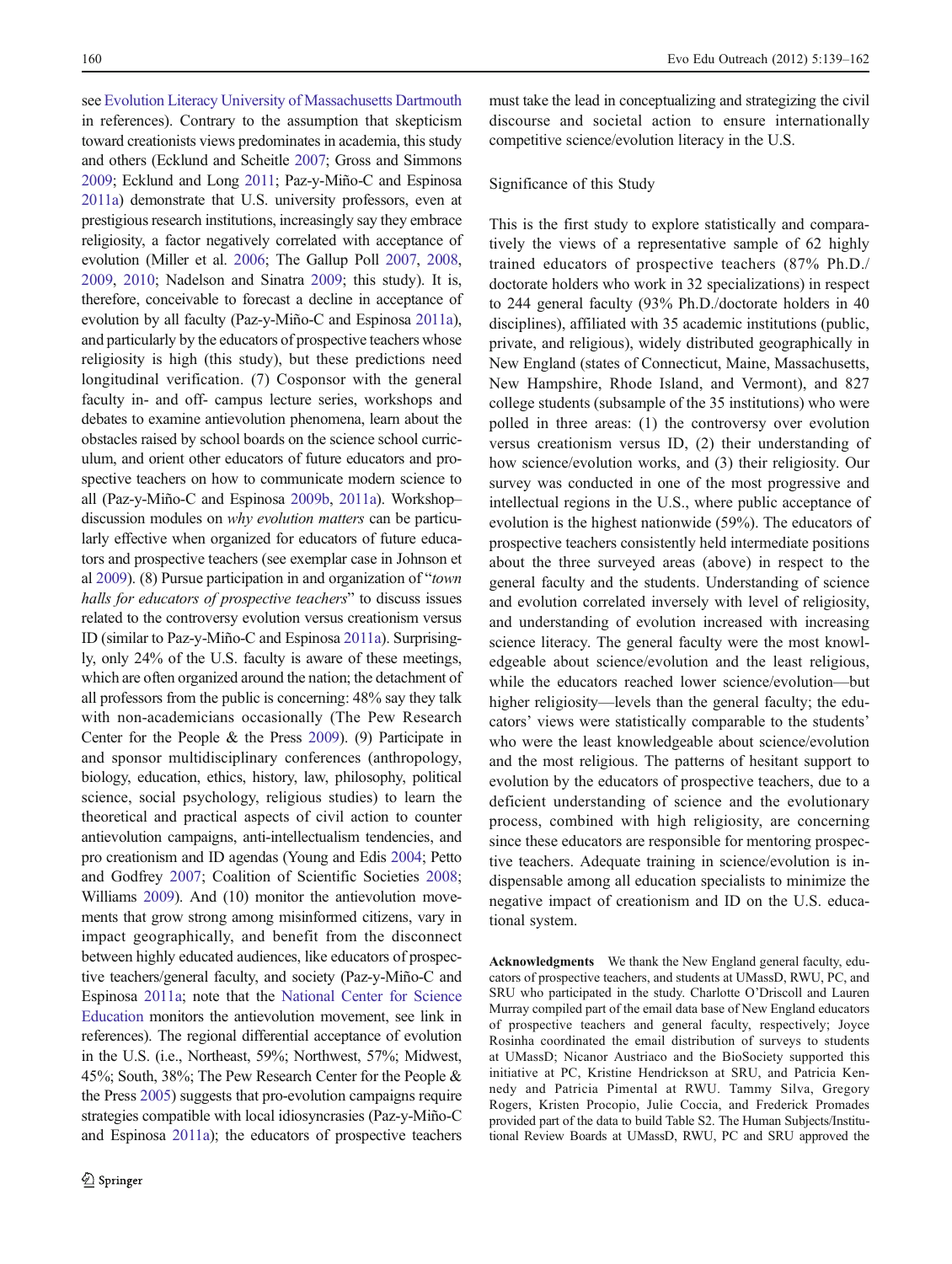see Evolution Literacy University of Massachusetts Dartmouth in references). Contrary to the assumption that skepticism toward creationists views predominates in academia, this study and others (Ecklund and Scheitle 2007; Gross and Simmons 2009; Ecklund and Long 2011; Paz-y-Miño-C and Espinosa 2011a) demonstrate that U.S. university professors, even at prestigious research institutions, increasingly say they embrace religiosity, a factor negatively correlated with acceptance of evolution (Miller et al. 2006; The Gallup Poll 2007, 2008, 2009, 2010; Nadelson and Sinatra 2009; this study). It is, therefore, conceivable to forecast a decline in acceptance of evolution by all faculty (Paz-y-Miño-C and Espinosa 2011a), and particularly by the educators of prospective teachers whose religiosity is high (this study), but these predictions need longitudinal verification. (7) Cosponsor with the general faculty in- and off- campus lecture series, workshops and debates to examine antievolution phenomena, learn about the obstacles raised by school boards on the science school curriculum, and orient other educators of future educators and prospective teachers on how to communicate modern science to all (Paz-y-Miño-C and Espinosa 2009b, 2011a). Workshop–discussion modules on *why evolution matters* can be particularly effective when organized for educators of future educators and prospective teachers (see exemplar case in Johnson et al 2009). (8) Pursue participation in and organization of "*town halls for educators of prospective teachers*" to discuss issues related to the controversy evolution versus creationism versus ID (similar to Paz-y-Miño-C and Espinosa 2011a). Surprisingly, only 24% of the U.S. faculty is aware of these meetings, which are often organized around the nation; the detachment of all professors from the public is concerning: 48% say they talk with non-academicians occasionally (The Pew Research Center for the People & the Press 2009). (9) Participate in and sponsor multidisciplinary conferences (anthropology, biology, education, ethics, history, law, philosophy, political science, social psychology, religious studies) to learn the theoretical and practical aspects of civil action to counter antievolution campaigns, anti-intellectualism tendencies, and pro creationism and ID agendas (Young and Edis 2004; Petto and Godfrey 2007; Coalition of Scientific Societies 2008; Williams 2009). And (10) monitor the antievolution movements that grow strong among misinformed citizens, vary in impact geographically, and benefit from the disconnect between highly educated audiences, like educators of prospective teachers/general faculty, and society (Paz-y-Miño-C and Espinosa 2011a; note that the National Center for Science Education monitors the antievolution movement, see link in references). The regional differential acceptance of evolution in the U.S. (i.e., Northeast, 59%; Northwest, 57%; Midwest, 45%; South, 38%; The Pew Research Center for the People & the Press 2005) suggests that pro-evolution campaigns require strategies compatible with local idiosyncrasies (Paz-y-Miño-C and Espinosa 2011a); the educators of prospective teachers must take the lead in conceptualizing and strategizing the civil discourse and societal action to ensure internationally competitive science/evolution literacy in the U.S.

## Significance of this Study

This is the first study to explore statistically and comparatively the views of a representative sample of 62 highly trained educators of prospective teachers (87% Ph.D./doctorate holders who work in 32 specializations) in respect to 244 general faculty (93% Ph.D./doctorate holders in 40 disciplines), affiliated with 35 academic institutions (public, private, and religious), widely distributed geographically in New England (states of Connecticut, Maine, Massachusetts, New Hampshire, Rhode Island, and Vermont), and 827 college students (subsample of the 35 institutions) who were polled in three areas: (1) the controversy over evolution versus creationism versus ID, (2) their understanding of how science/evolution works, and (3) their religiosity. Our survey was conducted in one of the most progressive and intellectual regions in the U.S., where public acceptance of evolution is the highest nationwide (59%). The educators of prospective teachers consistently held intermediate positions about the three surveyed areas (above) in respect to the general faculty and the students. Understanding of science and evolution correlated inversely with level of religiosity, and understanding of evolution increased with increasing science literacy. The general faculty were the most knowledgeable about science/evolution and the least religious, while the educators reached lower science/evolution—but higher religiosity—levels than the general faculty; the educators' views were statistically comparable to the students' who were the least knowledgeable about science/evolution and the most religious. The patterns of hesitant support to evolution by the educators of prospective teachers, due to a deficient understanding of science and the evolutionary process, combined with high religiosity, are concerning since these educators are responsible for mentoring prospective teachers. Adequate training in science/evolution is indispensable among all education specialists to minimize the negative impact of creationism and ID on the U.S. educational system.

**Acknowledgments** We thank the New England general faculty, educators of prospective teachers, and students at UMassD, RWU, PC, and SRU who participated in the study. Charlotte O'Driscoll and Lauren Murray compiled part of the email data base of New England educators of prospective teachers and general faculty, respectively; Joyce Rosinha coordinated the email distribution of surveys to students at UMassD; Nicanor Austriaco and the BioSociety supported this initiative at PC, Kristine Hendrickson at SRU, and Patricia Kennedy and Patricia Pimental at RWU. Tammy Silva, Gregory Rogers, Kristen Procopio, Julie Coccia, and Frederick Promades provided part of the data to build Table S2. The Human Subjects/Institutional Review Boards at UMassD, RWU, PC and SRU approved the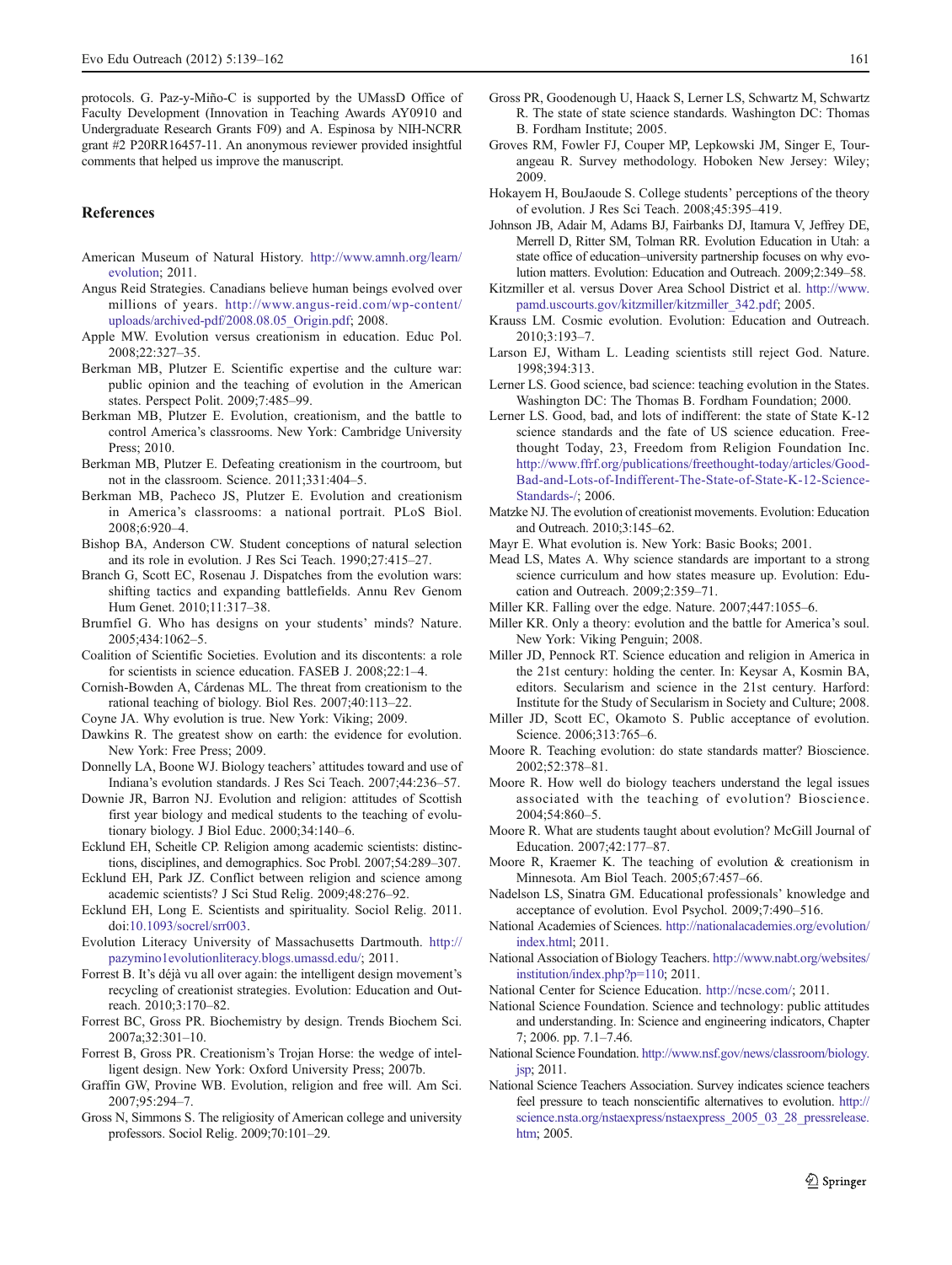protocols. G. Paz-y-Miño-C is supported by the UMassD Office of Faculty Development (Innovation in Teaching Awards AY0910 and Undergraduate Research Grants F09) and A. Espinosa by NIH-NCRR grant #2 P20RR16457-11. An anonymous reviewer provided insightful comments that helped us improve the manuscript.

## References

American Museum of Natural History. http://www.amnh.org/learn/evolution; 2011.

Angus Reid Strategies. Canadians believe human beings evolved over millions of years. http://www.angus-reid.com/wp-content/uploads/archived-pdf/2008.08.05_Origin.pdf; 2008.

Apple MW. Evolution versus creationism in education. Educ Pol. 2008;22:327–35.

Berkman MB, Plutzer E. Scientific expertise and the culture war: public opinion and the teaching of evolution in the American states. Perspect Polit. 2009;7:485–99.

Berkman MB, Plutzer E. Evolution, creationism, and the battle to control America's classrooms. New York: Cambridge University Press; 2010.

Berkman MB, Plutzer E. Defeating creationism in the courtroom, but not in the classroom. Science. 2011;331:404–5.

Berkman MB, Pacheco JS, Plutzer E. Evolution and creationism in America's classrooms: a national portrait. PLoS Biol. 2008;6:920–4.

Bishop BA, Anderson CW. Student conceptions of natural selection and its role in evolution. J Res Sci Teach. 1990;27:415–27.

Branch G, Scott EC, Rosenau J. Dispatches from the evolution wars: shifting tactics and expanding battlefields. Annu Rev Genom Hum Genet. 2010;11:317–38.

Brumfiel G. Who has designs on your students' minds? Nature. 2005;434:1062–5.

Coalition of Scientific Societies. Evolution and its discontents: a role for scientists in science education. FASEB J. 2008;22:1–4.

Cornish-Bowden A, Cárdenas ML. The threat from creationism to the rational teaching of biology. Biol Res. 2007;40:113–22.

Coyne JA. Why evolution is true. New York: Viking; 2009.

Dawkins R. The greatest show on earth: the evidence for evolution. New York: Free Press; 2009.

Donnelly LA, Boone WJ. Biology teachers' attitudes toward and use of Indiana's evolution standards. J Res Sci Teach. 2007;44:236–57.

Downie JR, Barron NJ. Evolution and religion: attitudes of Scottish first year biology and medical students to the teaching of evolutionary biology. J Biol Educ. 2000;34:140–6.

Ecklund EH, Scheitle CP. Religion among academic scientists: distinctions, disciplines, and demographics. Soc Probl. 2007;54:289–307.

Ecklund EH, Park JZ. Conflict between religion and science among academic scientists? J Sci Stud Relig. 2009;48:276–92.

Ecklund EH, Long E. Scientists and spirituality. Sociol Relig. 2011. doi:10.1093/socrel/srr003.

Evolution Literacy University of Massachusetts Dartmouth. http://pazymino1evolutionliteracy.blogs.umassd.edu/; 2011.

Forrest B. It's déjà vu all over again: the intelligent design movement's recycling of creationist strategies. Evolution: Education and Outreach. 2010;3:170–82.

Forrest BC, Gross PR. Biochemistry by design. Trends Biochem Sci. 2007a;32:301–10.

Forrest B, Gross PR. Creationism's Trojan Horse: the wedge of intelligent design. New York: Oxford University Press; 2007b.

Graffin GW, Provine WB. Evolution, religion and free will. Am Sci. 2007;95:294–7.

Gross N, Simmons S. The religiosity of American college and university professors. Sociol Relig. 2009;70:101–29.

Gross PR, Goodenough U, Haack S, Lerner LS, Schwartz M, Schwartz R. The state of state science standards. Washington DC: Thomas B. Fordham Institute; 2005.

Groves RM, Fowler FJ, Couper MP, Lepkowski JM, Singer E, Tourangeau R. Survey methodology. Hoboken New Jersey: Wiley; 2009.

Hokayem H, BouJaoude S. College students' perceptions of the theory of evolution. J Res Sci Teach. 2008;45:395–419.

Johnson JB, Adair M, Adams BJ, Fairbanks DJ, Itamura V, Jeffrey DE, Merrell D, Ritter SM, Tolman RR. Evolution Education in Utah: a state office of education–university partnership focuses on why evolution matters. Evolution: Education and Outreach. 2009;2:349–58.

Kitzmiller et al. versus Dover Area School District et al. http://www.pamd.uscourts.gov/kitzmiller/kitzmiller_342.pdf; 2005.

Krauss LM. Cosmic evolution. Evolution: Education and Outreach. 2010;3:193–7.

Larson EJ, Witham L. Leading scientists still reject God. Nature. 1998;394:313.

Lerner LS. Good science, bad science: teaching evolution in the States. Washington DC: The Thomas B. Fordham Foundation; 2000.

Lerner LS. Good, bad, and lots of indifferent: the state of State K-12 science standards and the fate of US science education. Freethought Today, 23, Freedom from Religion Foundation Inc. http://www.ffrf.org/publications/freethought-today/articles/Good-Bad-and-Lots-of-Indifferent-The-State-of-State-K-12-Science-Standards-/; 2006.

Matzke NJ. The evolution of creationist movements. Evolution: Education and Outreach. 2010;3:145–62.

Mayr E. What evolution is. New York: Basic Books; 2001.

Mead LS, Mates A. Why science standards are important to a strong science curriculum and how states measure up. Evolution: Education and Outreach. 2009;2:359–71.

Miller KR. Falling over the edge. Nature. 2007;447:1055–6.

Miller KR. Only a theory: evolution and the battle for America's soul. New York: Viking Penguin; 2008.

Miller JD, Pennock RT. Science education and religion in America in the 21st century: holding the center. In: Keysar A, Kosmin BA, editors. Secularism and science in the 21st century. Harford: Institute for the Study of Secularism in Society and Culture; 2008.

Miller JD, Scott EC, Okamoto S. Public acceptance of evolution. Science. 2006;313:765–6.

Moore R. Teaching evolution: do state standards matter? Bioscience. 2002;52:378–81.

Moore R. How well do biology teachers understand the legal issues associated with the teaching of evolution? Bioscience. 2004;54:860–5.

Moore R. What are students taught about evolution? McGill Journal of Education. 2007;42:177–87.

Moore R, Kraemer K. The teaching of evolution & creationism in Minnesota. Am Biol Teach. 2005;67:457–66.

Nadelson LS, Sinatra GM. Educational professionals' knowledge and acceptance of evolution. Evol Psychol. 2009;7:490–516.

National Academies of Sciences. http://nationalacademies.org/evolution/index.html; 2011.

National Association of Biology Teachers. http://www.nabt.org/websites/institution/index.php?p=110; 2011.

National Center for Science Education. http://ncse.com/; 2011.

National Science Foundation. Science and technology: public attitudes and understanding. In: Science and engineering indicators, Chapter 7; 2006. pp. 7.1–7.46.

National Science Foundation. http://www.nsf.gov/news/classroom/biology.jsp; 2011.

National Science Teachers Association. Survey indicates science teachers feel pressure to teach nonscientific alternatives to evolution. http://science.nsta.org/nstaexpress/nstaexpress_2005_03_28_pressrelease.htm; 2005.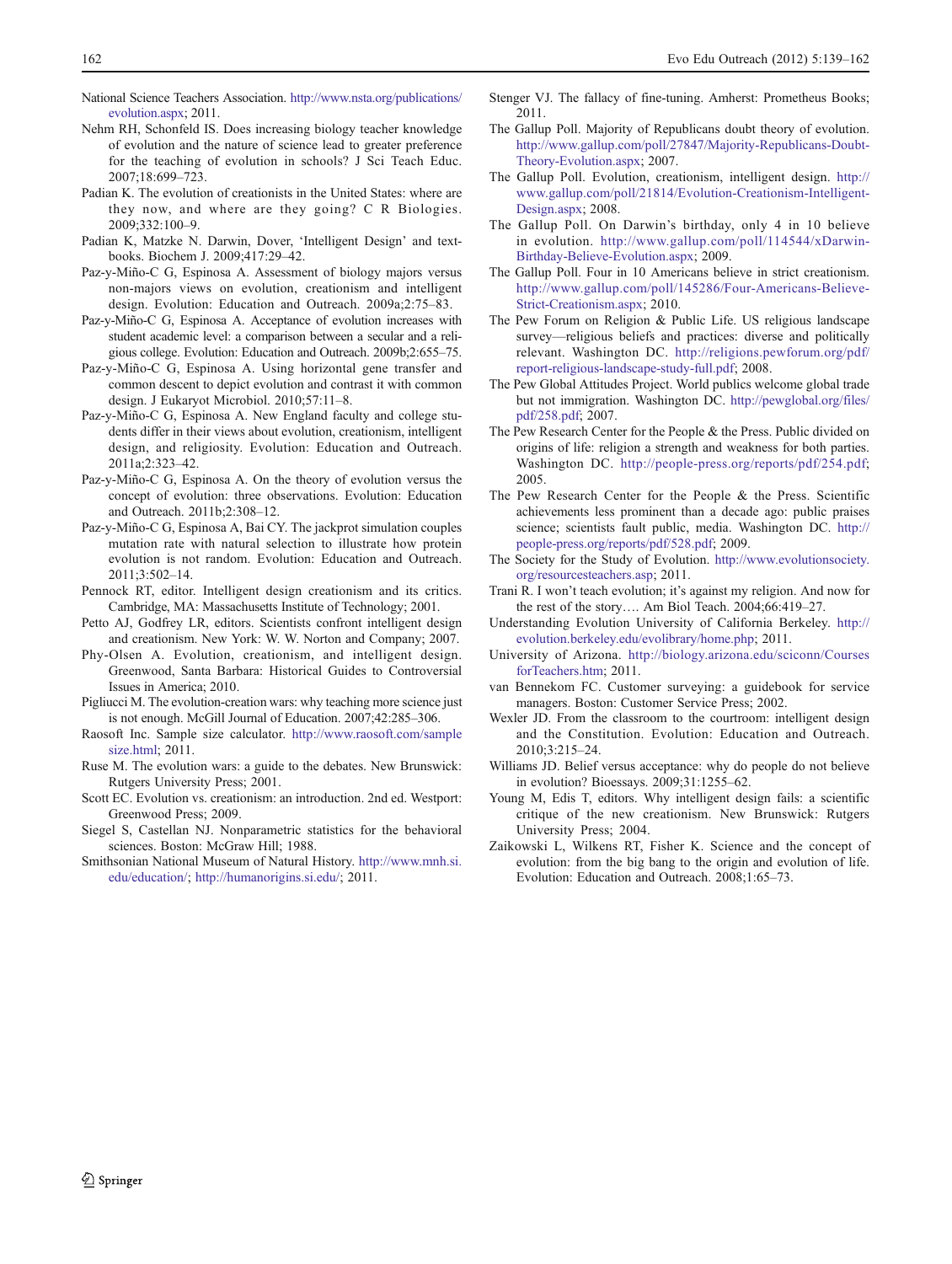National Science Teachers Association. http://www.nsta.org/publications/evolution.aspx; 2011.

Nehm RH, Schonfeld IS. Does increasing biology teacher knowledge of evolution and the nature of science lead to greater preference for the teaching of evolution in schools? J Sci Teach Educ. 2007;18:699–723.

Padian K. The evolution of creationists in the United States: where are they now, and where are they going? C R Biologies. 2009;332:100–9.

Padian K, Matzke N. Darwin, Dover, 'Intelligent Design' and textbooks. Biochem J. 2009;417:29–42.

Paz-y-Miño-C G, Espinosa A. Assessment of biology majors versus non-majors views on evolution, creationism and intelligent design. Evolution: Education and Outreach. 2009a;2:75–83.

Paz-y-Miño-C G, Espinosa A. Acceptance of evolution increases with student academic level: a comparison between a secular and a religious college. Evolution: Education and Outreach. 2009b;2:655–75.

Paz-y-Miño-C G, Espinosa A. Using horizontal gene transfer and common descent to depict evolution and contrast it with common design. J Eukaryot Microbiol. 2010;57:11–8.

Paz-y-Miño-C G, Espinosa A. New England faculty and college students differ in their views about evolution, creationism, intelligent design, and religiosity. Evolution: Education and Outreach. 2011a;2:323–42.

Paz-y-Miño-C G, Espinosa A. On the theory of evolution versus the concept of evolution: three observations. Evolution: Education and Outreach. 2011b;2:308–12.

Paz-y-Miño-C G, Espinosa A, Bai CY. The jackprot simulation couples mutation rate with natural selection to illustrate how protein evolution is not random. Evolution: Education and Outreach. 2011;3:502–14.

Pennock RT, editor. Intelligent design creationism and its critics. Cambridge, MA: Massachusetts Institute of Technology; 2001.

Petto AJ, Godfrey LR, editors. Scientists confront intelligent design and creationism. New York: W. W. Norton and Company; 2007.

Phy-Olsen A. Evolution, creationism, and intelligent design. Greenwood, Santa Barbara: Historical Guides to Controversial Issues in America; 2010.

Pigliucci M. The evolution-creation wars: why teaching more science just is not enough. McGill Journal of Education. 2007;42:285–306.

Raosoft Inc. Sample size calculator. http://www.raosoft.com/samplesize.html; 2011.

Ruse M. The evolution wars: a guide to the debates. New Brunswick: Rutgers University Press; 2001.

Scott EC. Evolution vs. creationism: an introduction. 2nd ed. Westport: Greenwood Press; 2009.

Siegel S, Castellan NJ. Nonparametric statistics for the behavioral sciences. Boston: McGraw Hill; 1988.

Smithsonian National Museum of Natural History. http://www.mnh.si.edu/education/; http://humanorigins.si.edu/; 2011.

Stenger VJ. The fallacy of fine-tuning. Amherst: Prometheus Books; 2011.

The Gallup Poll. Majority of Republicans doubt theory of evolution. http://www.gallup.com/poll/27847/Majority-Republicans-Doubt-Theory-Evolution.aspx; 2007.

The Gallup Poll. Evolution, creationism, intelligent design. http://www.gallup.com/poll/21814/Evolution-Creationism-Intelligent-Design.aspx; 2008.

The Gallup Poll. On Darwin's birthday, only 4 in 10 believe in evolution. http://www.gallup.com/poll/114544/xDarwin-Birthday-Believe-Evolution.aspx; 2009.

The Gallup Poll. Four in 10 Americans believe in strict creationism. http://www.gallup.com/poll/145286/Four-Americans-Believe-Strict-Creationism.aspx; 2010.

The Pew Forum on Religion & Public Life. US religious landscape survey—religious beliefs and practices: diverse and politically relevant. Washington DC. http://religions.pewforum.org/pdf/report-religious-landscape-study-full.pdf; 2008.

The Pew Global Attitudes Project. World publics welcome global trade but not immigration. Washington DC. http://pewglobal.org/files/pdf/258.pdf; 2007.

The Pew Research Center for the People & the Press. Public divided on origins of life: religion a strength and weakness for both parties. Washington DC. http://people-press.org/reports/pdf/254.pdf; 2005.

The Pew Research Center for the People & the Press. Scientific achievements less prominent than a decade ago: public praises science; scientists fault public, media. Washington DC. http://people-press.org/reports/pdf/528.pdf; 2009.

The Society for the Study of Evolution. http://www.evolutionsociety.org/resourcesteachers.asp; 2011.

Trani R. I won't teach evolution; it's against my religion. And now for the rest of the story…. Am Biol Teach. 2004;66:419–27.

Understanding Evolution University of California Berkeley. http://evolution.berkeley.edu/evolibrary/home.php; 2011.

University of Arizona. http://biology.arizona.edu/sciconn/CoursesforTeachers.htm; 2011.

van Bennekom FC. Customer surveying: a guidebook for service managers. Boston: Customer Service Press; 2002.

Wexler JD. From the classroom to the courtroom: intelligent design and the Constitution. Evolution: Education and Outreach. 2010;3:215–24.

Williams JD. Belief versus acceptance: why do people do not believe in evolution? Bioessays. 2009;31:1255–62.

Young M, Edis T, editors. Why intelligent design fails: a scientific critique of the new creationism. New Brunswick: Rutgers University Press; 2004.

Zaikowski L, Wilkens RT, Fisher K. Science and the concept of evolution: from the big bang to the origin and evolution of life. Evolution: Education and Outreach. 2008;1:65–73.